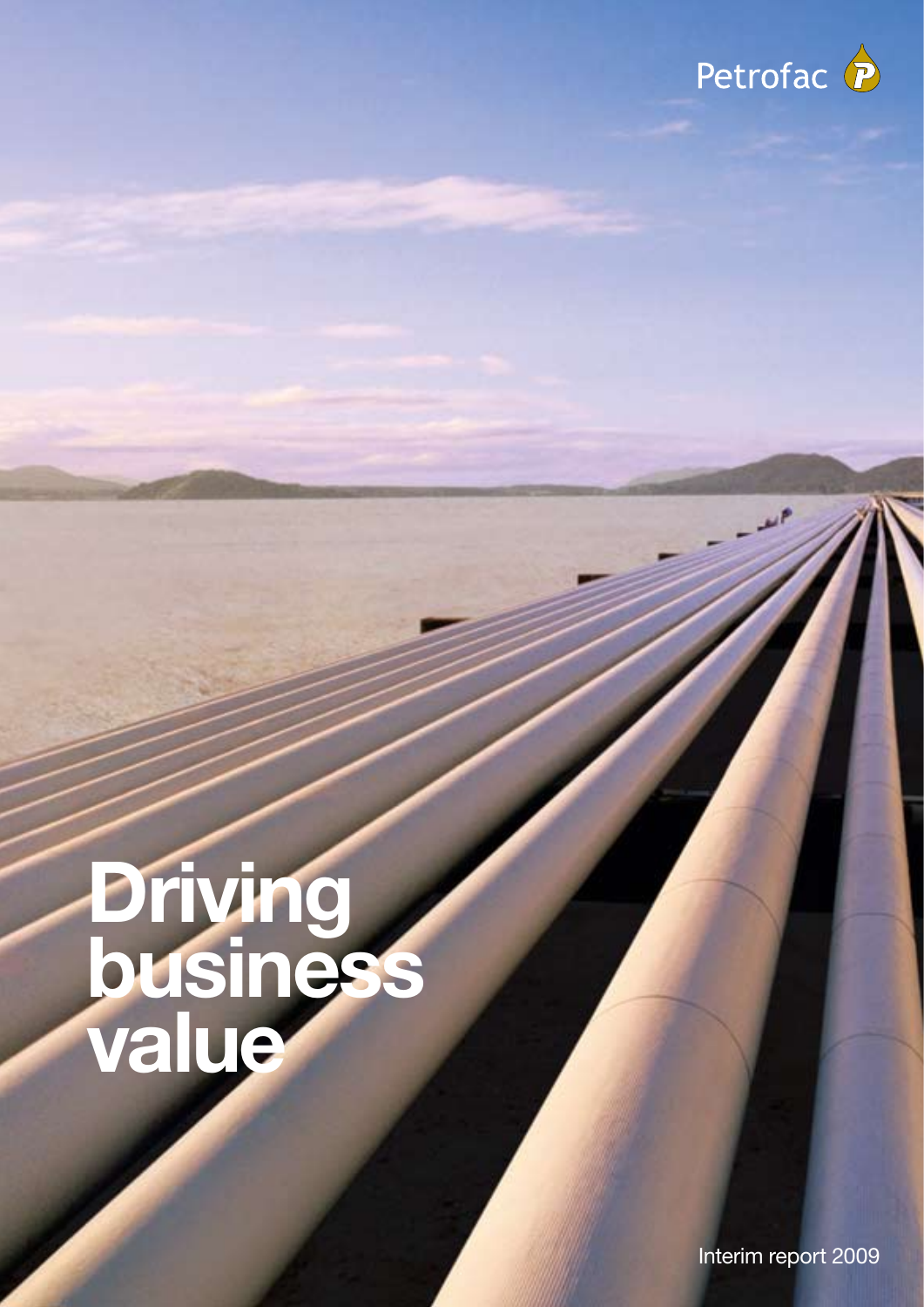Petrofac

# Driving business value

Interim report 2009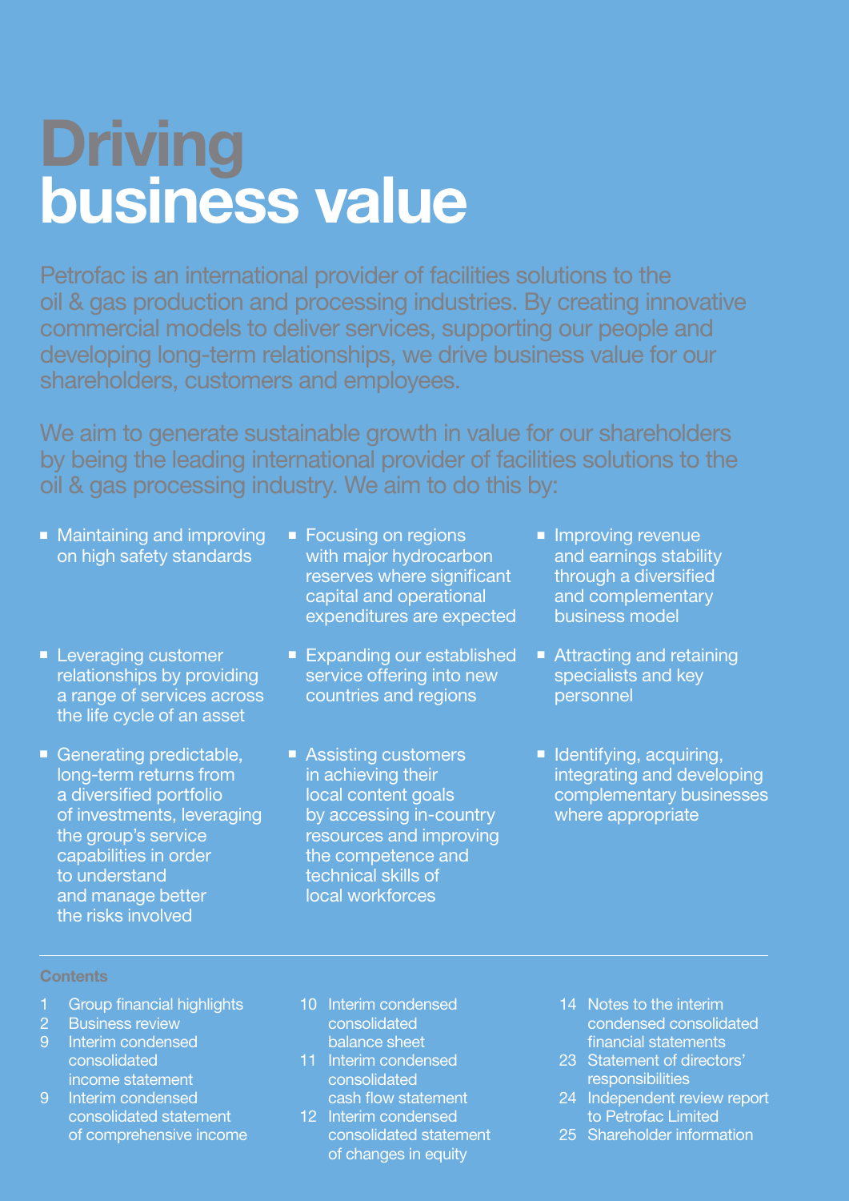# Driving business value

Petrofac is an international provider of facilities solutions to the oil & gas production and processing industries. By creating innovative commercial models to deliver services, supporting our people and developing long-term relationships, we drive business value for our shareholders, customers and employees.

We aim to generate sustainable growth in value for our shareholders by being the leading international provider of facilities solutions to the oil & gas processing industry. We aim to do this by:

- Maintaining and improving on high safety standards
- Leveraging customer relationships by providing a range of services across the life cycle of an asset
- Generating predictable, long-term returns from a diversified portfolio of investments, leveraging the group's service capabilities in order to understand and manage better the risks involved
- Focusing on regions with major hydrocarbon reserves where significant capital and operational expenditures are expected
- Expanding our established service offering into new countries and regions
- Assisting customers in achieving their local content goals by accessing in-country resources and improving the competence and technical skills of local workforces
- Improving revenue and earnings stability through a diversified and complementary business model
- Attracting and retaining specialists and key personnel
- Identifying, acquiring, integrating and developing complementary businesses where appropriate

**Contents**

- 1 Group financial highlights
- 2 Business review
- 9 Interim condensed consolidated income statement
- 9 Interim condensed consolidated statement of comprehensive income
- 10 Interim condensed consolidated balance sheet
- 11 Interim condensed consolidated cash flow statement
- 12 Interim condensed consolidated statement of changes in equity
- 14 Notes to the interim condensed consolidated financial statements
- 23 Statement of directors' responsibilities
- 24 Independent review report to Petrofac Limited
- 25 Shareholder information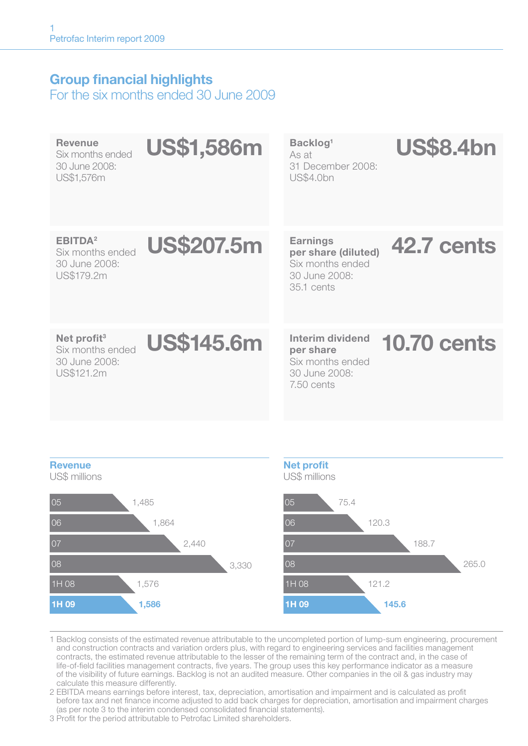# Group financial highlights

## For the six months ended 30 June 2009

**Revenue**
Six months ended 30 June 2008: US$1,576m

**US$1,586m**

**Backlog**[1]
As at 31 December 2008: US$4.0bn

**US$8.4bn**

**EBITDA**[2]
Six months ended 30 June 2008: US$179.2m

**US$207.5m**

**Earnings per share (diluted)**
Six months ended 30 June 2008: 35.1 cents

**42.7 cents**

**Net profit**[3]
Six months ended 30 June 2008: US$121.2m

**US$145.6m**

**Interim dividend per share**
Six months ended 30 June 2008: 7.50 cents

**10.70 cents**

### Revenue

US$ millions

| Period | US$ millions |
|---|---|
| 05 | 1,485 |
| 06 | 1,864 |
| 07 | 2,440 |
| 08 | 3,330 |
| 1H 08 | 1,576 |
| **1H 09** | **1,586** |

### Net profit

US$ millions

| Period | US$ millions |
|---|---|
| 05 | 75.4 |
| 06 | 120.3 |
| 07 | 188.7 |
| 08 | 265.0 |
| 1H 08 | 121.2 |
| **1H 09** | **145.6** |

1 Backlog consists of the estimated revenue attributable to the uncompleted portion of lump-sum engineering, procurement and construction contracts and variation orders plus, with regard to engineering services and facilities management contracts, the estimated revenue attributable to the lesser of the remaining term of the contract and, in the case of life-of-field facilities management contracts, five years. The group uses this key performance indicator as a measure of the visibility of future earnings. Backlog is not an audited measure. Other companies in the oil & gas industry may calculate this measure differently.

2 EBITDA means earnings before interest, tax, depreciation, amortisation and impairment and is calculated as profit before tax and net finance income adjusted to add back charges for depreciation, amortisation and impairment charges (as per note 3 to the interim condensed consolidated financial statements).

3 Profit for the period attributable to Petrofac Limited shareholders.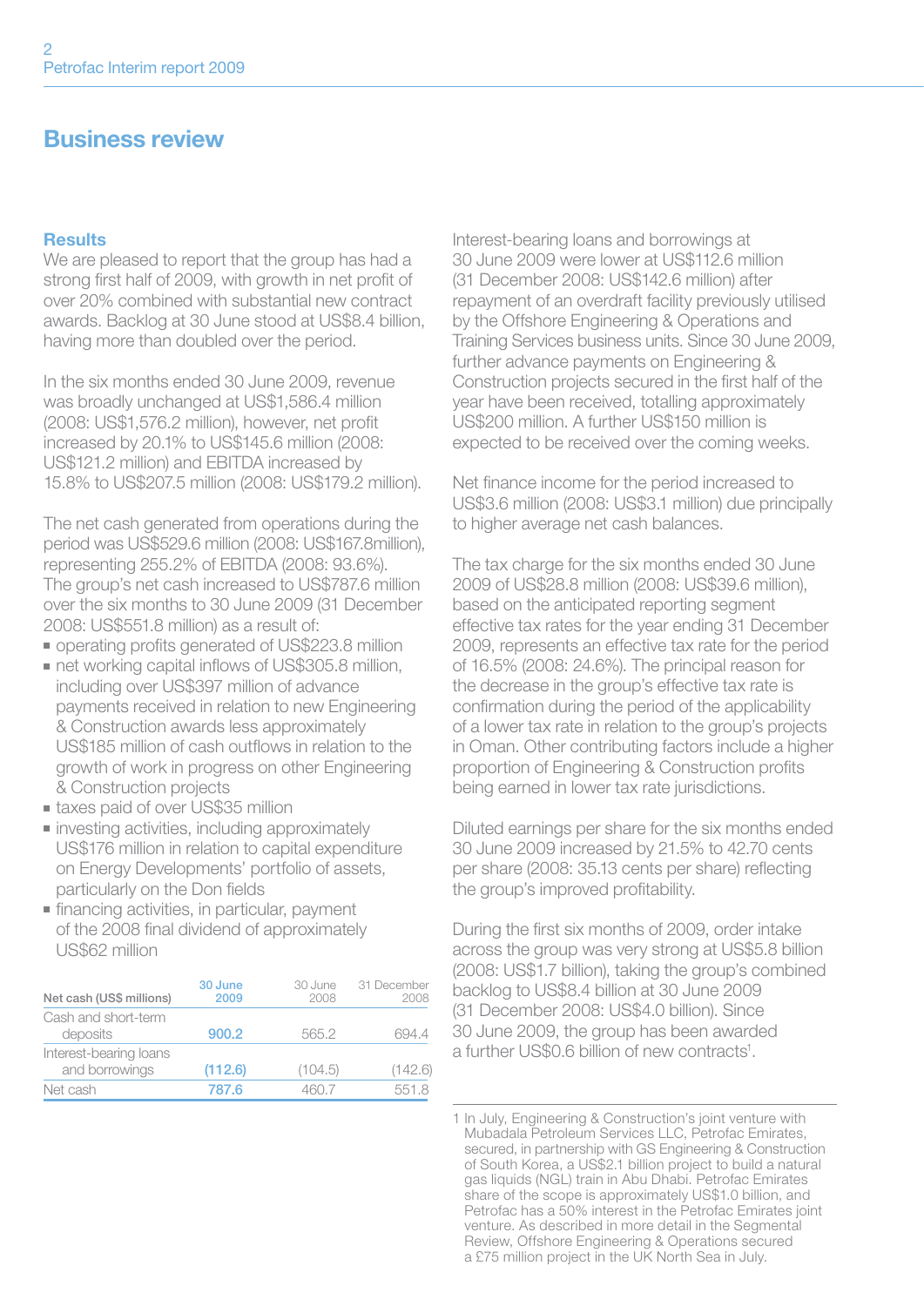# Business review

## Results

We are pleased to report that the group has had a strong first half of 2009, with growth in net profit of over 20% combined with substantial new contract awards. Backlog at 30 June stood at US$8.4 billion, having more than doubled over the period.

In the six months ended 30 June 2009, revenue was broadly unchanged at US$1,586.4 million (2008: US$1,576.2 million), however, net profit increased by 20.1% to US$145.6 million (2008: US$121.2 million) and EBITDA increased by 15.8% to US$207.5 million (2008: US$179.2 million).

The net cash generated from operations during the period was US$529.6 million (2008: US$167.8million), representing 255.2% of EBITDA (2008: 93.6%). The group's net cash increased to US$787.6 million over the six months to 30 June 2009 (31 December 2008: US$551.8 million) as a result of:

- operating profits generated of US$223.8 million
- net working capital inflows of US$305.8 million, including over US$397 million of advance payments received in relation to new Engineering & Construction awards less approximately US$185 million of cash outflows in relation to the growth of work in progress on other Engineering & Construction projects
- taxes paid of over US$35 million
- investing activities, including approximately US$176 million in relation to capital expenditure on Energy Developments' portfolio of assets, particularly on the Don fields
- financing activities, in particular, payment of the 2008 final dividend of approximately US$62 million

| Net cash (US$ millions) | 30 June 2009 | 30 June 2008 | 31 December 2008 |
|---|---|---|---|
| Cash and short-term deposits | **900.2** | 565.2 | 694.4 |
| Interest-bearing loans and borrowings | **(112.6)** | (104.5) | (142.6) |
| Net cash | **787.6** | 460.7 | 551.8 |

Interest-bearing loans and borrowings at 30 June 2009 were lower at US$112.6 million (31 December 2008: US$142.6 million) after repayment of an overdraft facility previously utilised by the Offshore Engineering & Operations and Training Services business units. Since 30 June 2009, further advance payments on Engineering & Construction projects secured in the first half of the year have been received, totalling approximately US$200 million. A further US$150 million is expected to be received over the coming weeks.

Net finance income for the period increased to US$3.6 million (2008: US$3.1 million) due principally to higher average net cash balances.

The tax charge for the six months ended 30 June 2009 of US$28.8 million (2008: US$39.6 million), based on the anticipated reporting segment effective tax rates for the year ending 31 December 2009, represents an effective tax rate for the period of 16.5% (2008: 24.6%). The principal reason for the decrease in the group's effective tax rate is confirmation during the period of the applicability of a lower tax rate in relation to the group's projects in Oman. Other contributing factors include a higher proportion of Engineering & Construction profits being earned in lower tax rate jurisdictions.

Diluted earnings per share for the six months ended 30 June 2009 increased by 21.5% to 42.70 cents per share (2008: 35.13 cents per share) reflecting the group's improved profitability.

During the first six months of 2009, order intake across the group was very strong at US$5.8 billion (2008: US$1.7 billion), taking the group's combined backlog to US$8.4 billion at 30 June 2009 (31 December 2008: US$4.0 billion). Since 30 June 2009, the group has been awarded a further US$0.6 billion of new contracts[1].

1 In July, Engineering & Construction's joint venture with Mubadala Petroleum Services LLC, Petrofac Emirates, secured, in partnership with GS Engineering & Construction of South Korea, a US$2.1 billion project to build a natural gas liquids (NGL) train in Abu Dhabi. Petrofac Emirates share of the scope is approximately US$1.0 billion, and Petrofac has a 50% interest in the Petrofac Emirates joint venture. As described in more detail in the Segmental Review, Offshore Engineering & Operations secured a £75 million project in the UK North Sea in July.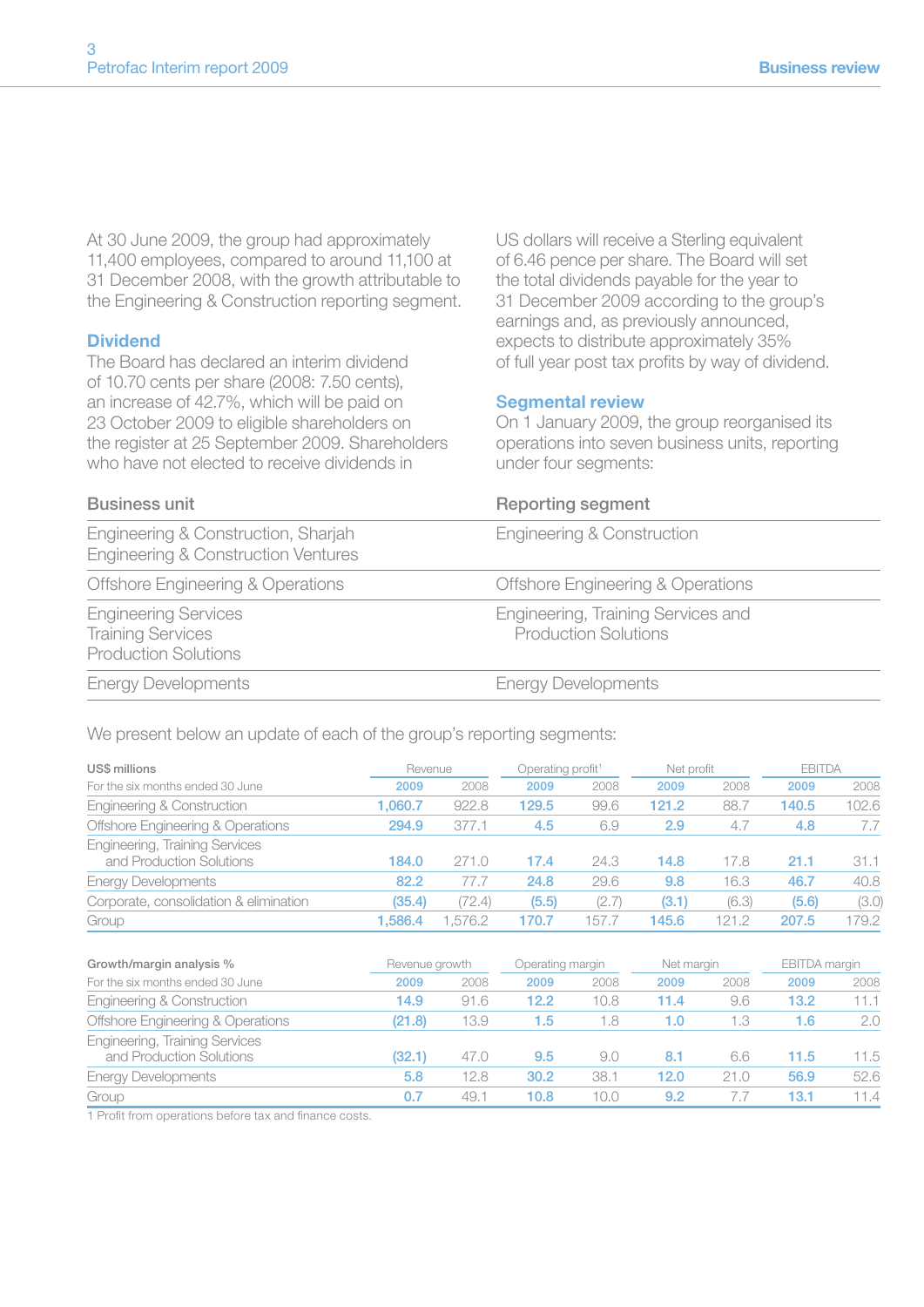At 30 June 2009, the group had approximately 11,400 employees, compared to around 11,100 at 31 December 2008, with the growth attributable to the Engineering & Construction reporting segment.

## Dividend

The Board has declared an interim dividend of 10.70 cents per share (2008: 7.50 cents), an increase of 42.7%, which will be paid on 23 October 2009 to eligible shareholders on the register at 25 September 2009. Shareholders who have not elected to receive dividends in US dollars will receive a Sterling equivalent of 6.46 pence per share. The Board will set the total dividends payable for the year to 31 December 2009 according to the group's earnings and, as previously announced, expects to distribute approximately 35% of full year post tax profits by way of dividend.

## Segmental review

On 1 January 2009, the group reorganised its operations into seven business units, reporting under four segments:

| Business unit | Reporting segment |
|---|---|
| Engineering & Construction, Sharjah<br>Engineering & Construction Ventures | Engineering & Construction |
| Offshore Engineering & Operations | Offshore Engineering & Operations |
| Engineering Services<br>Training Services<br>Production Solutions | Engineering, Training Services and Production Solutions |
| Energy Developments | Energy Developments |

We present below an update of each of the group's reporting segments:

| US$ millions | Revenue | | Operating profit[1] | | Net profit | | EBITDA | |
|---|---|---|---|---|---|---|---|---|
| For the six months ended 30 June | 2009 | 2008 | 2009 | 2008 | 2009 | 2008 | 2009 | 2008 |
| Engineering & Construction | 1,060.7 | 922.8 | 129.5 | 99.6 | 121.2 | 88.7 | 140.5 | 102.6 |
| Offshore Engineering & Operations | 294.9 | 377.1 | 4.5 | 6.9 | 2.9 | 4.7 | 4.8 | 7.7 |
| Engineering, Training Services and Production Solutions | 184.0 | 271.0 | 17.4 | 24.3 | 14.8 | 17.8 | 21.1 | 31.1 |
| Energy Developments | 82.2 | 77.7 | 24.8 | 29.6 | 9.8 | 16.3 | 46.7 | 40.8 |
| Corporate, consolidation & elimination | (35.4) | (72.4) | (5.5) | (2.7) | (3.1) | (6.3) | (5.6) | (3.0) |
| Group | 1,586.4 | 1,576.2 | 170.7 | 157.7 | 145.6 | 121.2 | 207.5 | 179.2 |

| Growth/margin analysis % | Revenue growth | | Operating margin | | Net margin | | EBITDA margin | |
|---|---|---|---|---|---|---|---|---|
| For the six months ended 30 June | 2009 | 2008 | 2009 | 2008 | 2009 | 2008 | 2009 | 2008 |
| Engineering & Construction | 14.9 | 91.6 | 12.2 | 10.8 | 11.4 | 9.6 | 13.2 | 11.1 |
| Offshore Engineering & Operations | (21.8) | 13.9 | 1.5 | 1.8 | 1.0 | 1.3 | 1.6 | 2.0 |
| Engineering, Training Services and Production Solutions | (32.1) | 47.0 | 9.5 | 9.0 | 8.1 | 6.6 | 11.5 | 11.5 |
| Energy Developments | 5.8 | 12.8 | 30.2 | 38.1 | 12.0 | 21.0 | 56.9 | 52.6 |
| Group | 0.7 | 49.1 | 10.8 | 10.0 | 9.2 | 7.7 | 13.1 | 11.4 |

1 Profit from operations before tax and finance costs.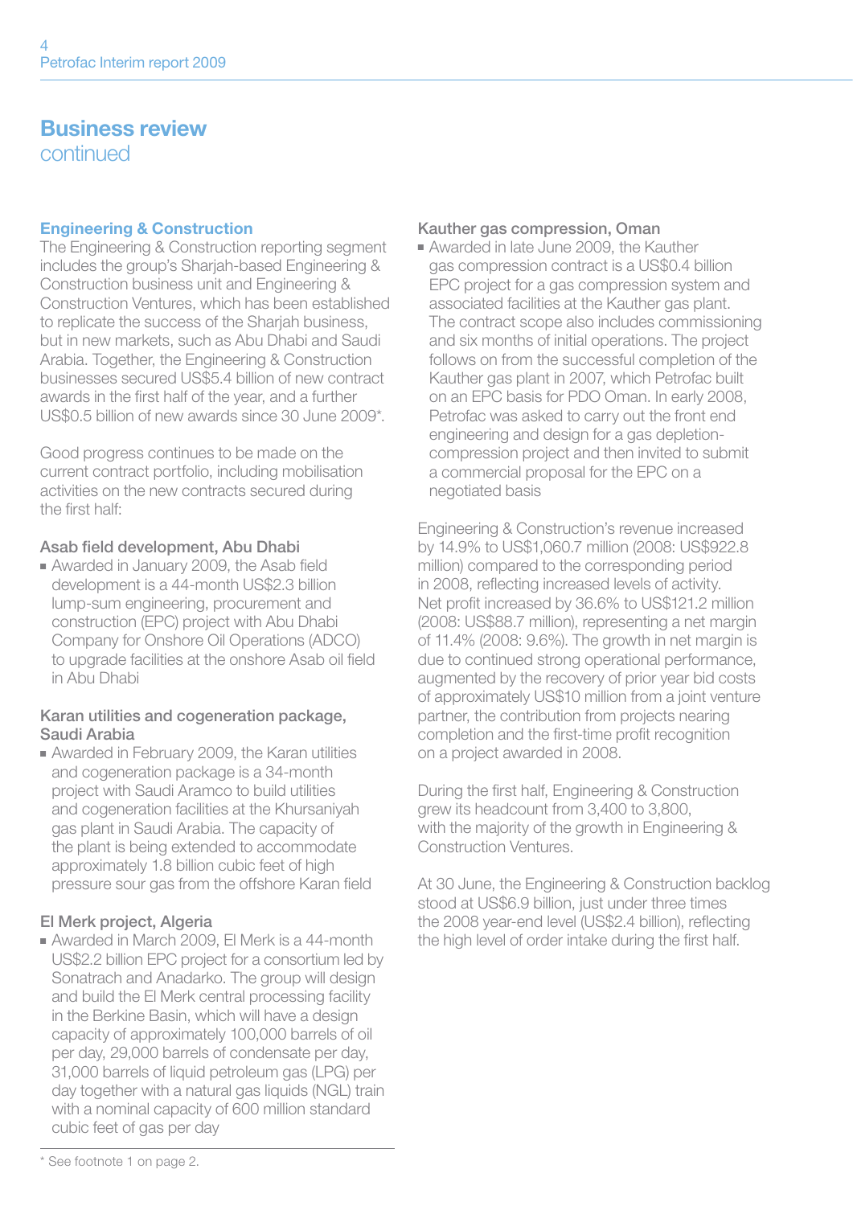## Business review
continued

### Engineering & Construction

The Engineering & Construction reporting segment includes the group's Sharjah-based Engineering & Construction business unit and Engineering & Construction Ventures, which has been established to replicate the success of the Sharjah business, but in new markets, such as Abu Dhabi and Saudi Arabia. Together, the Engineering & Construction businesses secured US$5.4 billion of new contract awards in the first half of the year, and a further US$0.5 billion of new awards since 30 June 2009*.

Good progress continues to be made on the current contract portfolio, including mobilisation activities on the new contracts secured during the first half:

#### Asab field development, Abu Dhabi

- Awarded in January 2009, the Asab field development is a 44-month US$2.3 billion lump-sum engineering, procurement and construction (EPC) project with Abu Dhabi Company for Onshore Oil Operations (ADCO) to upgrade facilities at the onshore Asab oil field in Abu Dhabi

#### Karan utilities and cogeneration package, Saudi Arabia

- Awarded in February 2009, the Karan utilities and cogeneration package is a 34-month project with Saudi Aramco to build utilities and cogeneration facilities at the Khursaniyah gas plant in Saudi Arabia. The capacity of the plant is being extended to accommodate approximately 1.8 billion cubic feet of high pressure sour gas from the offshore Karan field

#### El Merk project, Algeria

- Awarded in March 2009, El Merk is a 44-month US$2.2 billion EPC project for a consortium led by Sonatrach and Anadarko. The group will design and build the El Merk central processing facility in the Berkine Basin, which will have a design capacity of approximately 100,000 barrels of oil per day, 29,000 barrels of condensate per day, 31,000 barrels of liquid petroleum gas (LPG) per day together with a natural gas liquids (NGL) train with a nominal capacity of 600 million standard cubic feet of gas per day

#### Kauther gas compression, Oman

- Awarded in late June 2009, the Kauther gas compression contract is a US$0.4 billion EPC project for a gas compression system and associated facilities at the Kauther gas plant. The contract scope also includes commissioning and six months of initial operations. The project follows on from the successful completion of the Kauther gas plant in 2007, which Petrofac built on an EPC basis for PDO Oman. In early 2008, Petrofac was asked to carry out the front end engineering and design for a gas depletion-compression project and then invited to submit a commercial proposal for the EPC on a negotiated basis

Engineering & Construction's revenue increased by 14.9% to US$1,060.7 million (2008: US$922.8 million) compared to the corresponding period in 2008, reflecting increased levels of activity. Net profit increased by 36.6% to US$121.2 million (2008: US$88.7 million), representing a net margin of 11.4% (2008: 9.6%). The growth in net margin is due to continued strong operational performance, augmented by the recovery of prior year bid costs of approximately US$10 million from a joint venture partner, the contribution from projects nearing completion and the first-time profit recognition on a project awarded in 2008.

During the first half, Engineering & Construction grew its headcount from 3,400 to 3,800, with the majority of the growth in Engineering & Construction Ventures.

At 30 June, the Engineering & Construction backlog stood at US$6.9 billion, just under three times the 2008 year-end level (US$2.4 billion), reflecting the high level of order intake during the first half.

* See footnote 1 on page 2.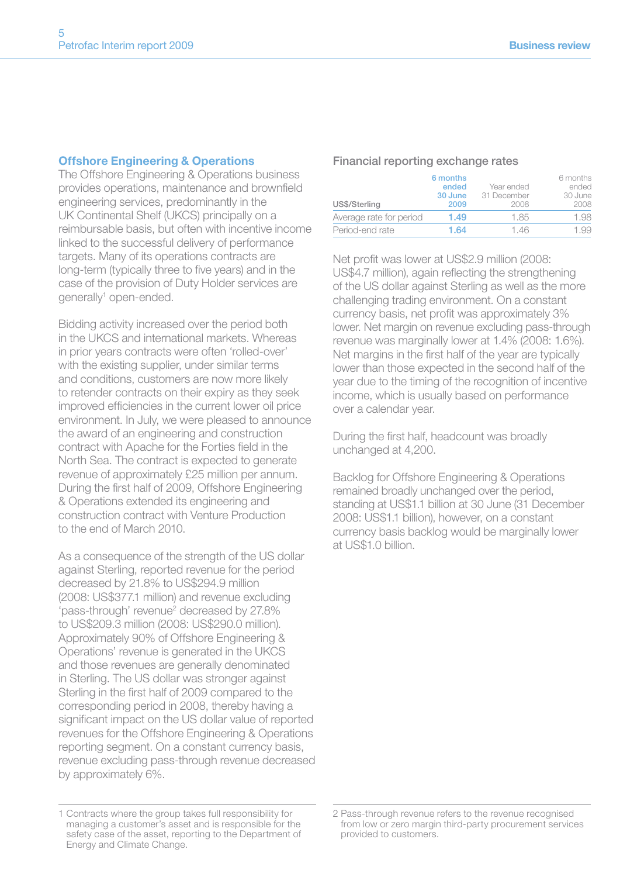## Offshore Engineering & Operations

The Offshore Engineering & Operations business provides operations, maintenance and brownfield engineering services, predominantly in the UK Continental Shelf (UKCS) principally on a reimbursable basis, but often with incentive income linked to the successful delivery of performance targets. Many of its operations contracts are long-term (typically three to five years) and in the case of the provision of Duty Holder services are generally[1] open-ended.

Bidding activity increased over the period both in the UKCS and international markets. Whereas in prior years contracts were often 'rolled-over' with the existing supplier, under similar terms and conditions, customers are now more likely to retender contracts on their expiry as they seek improved efficiencies in the current lower oil price environment. In July, we were pleased to announce the award of an engineering and construction contract with Apache for the Forties field in the North Sea. The contract is expected to generate revenue of approximately £25 million per annum. During the first half of 2009, Offshore Engineering & Operations extended its engineering and construction contract with Venture Production to the end of March 2010.

As a consequence of the strength of the US dollar against Sterling, reported revenue for the period decreased by 21.8% to US$294.9 million (2008: US$377.1 million) and revenue excluding 'pass-through' revenue[2] decreased by 27.8% to US$209.3 million (2008: US$290.0 million). Approximately 90% of Offshore Engineering & Operations' revenue is generated in the UKCS and those revenues are generally denominated in Sterling. The US dollar was stronger against Sterling in the first half of 2009 compared to the corresponding period in 2008, thereby having a significant impact on the US dollar value of reported revenues for the Offshore Engineering & Operations reporting segment. On a constant currency basis, revenue excluding pass-through revenue decreased by approximately 6%.

### Financial reporting exchange rates

| US$/Sterling | 6 months ended 30 June 2009 | Year ended 31 December 2008 | 6 months ended 30 June 2008 |
|---|---|---|---|
| Average rate for period | 1.49 | 1.85 | 1.98 |
| Period-end rate | 1.64 | 1.46 | 1.99 |

Net profit was lower at US$2.9 million (2008: US$4.7 million), again reflecting the strengthening of the US dollar against Sterling as well as the more challenging trading environment. On a constant currency basis, net profit was approximately 3% lower. Net margin on revenue excluding pass-through revenue was marginally lower at 1.4% (2008: 1.6%). Net margins in the first half of the year are typically lower than those expected in the second half of the year due to the timing of the recognition of incentive income, which is usually based on performance over a calendar year.

During the first half, headcount was broadly unchanged at 4,200.

Backlog for Offshore Engineering & Operations remained broadly unchanged over the period, standing at US$1.1 billion at 30 June (31 December 2008: US$1.1 billion), however, on a constant currency basis backlog would be marginally lower at US$1.0 billion.

1 Contracts where the group takes full responsibility for managing a customer's asset and is responsible for the safety case of the asset, reporting to the Department of Energy and Climate Change.

2 Pass-through revenue refers to the revenue recognised from low or zero margin third-party procurement services provided to customers.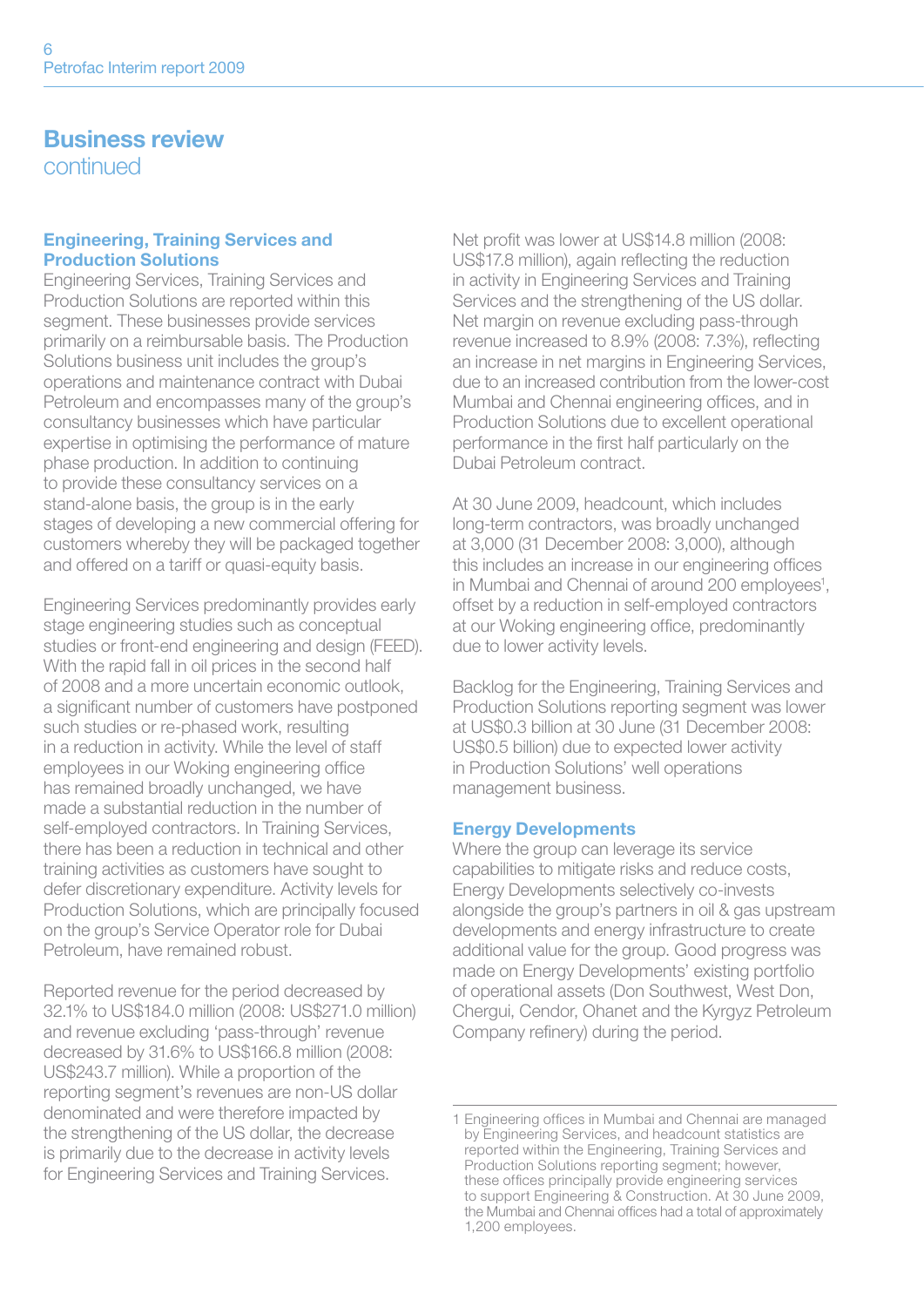## Business review
continued

### Engineering, Training Services and Production Solutions

Engineering Services, Training Services and Production Solutions are reported within this segment. These businesses provide services primarily on a reimbursable basis. The Production Solutions business unit includes the group's operations and maintenance contract with Dubai Petroleum and encompasses many of the group's consultancy businesses which have particular expertise in optimising the performance of mature phase production. In addition to continuing to provide these consultancy services on a stand-alone basis, the group is in the early stages of developing a new commercial offering for customers whereby they will be packaged together and offered on a tariff or quasi-equity basis.

Engineering Services predominantly provides early stage engineering studies such as conceptual studies or front-end engineering and design (FEED). With the rapid fall in oil prices in the second half of 2008 and a more uncertain economic outlook, a significant number of customers have postponed such studies or re-phased work, resulting in a reduction in activity. While the level of staff employees in our Woking engineering office has remained broadly unchanged, we have made a substantial reduction in the number of self-employed contractors. In Training Services, there has been a reduction in technical and other training activities as customers have sought to defer discretionary expenditure. Activity levels for Production Solutions, which are principally focused on the group's Service Operator role for Dubai Petroleum, have remained robust.

Reported revenue for the period decreased by 32.1% to US$184.0 million (2008: US$271.0 million) and revenue excluding 'pass-through' revenue decreased by 31.6% to US$166.8 million (2008: US$243.7 million). While a proportion of the reporting segment's revenues are non-US dollar denominated and were therefore impacted by the strengthening of the US dollar, the decrease is primarily due to the decrease in activity levels for Engineering Services and Training Services.

Net profit was lower at US$14.8 million (2008: US$17.8 million), again reflecting the reduction in activity in Engineering Services and Training Services and the strengthening of the US dollar. Net margin on revenue excluding pass-through revenue increased to 8.9% (2008: 7.3%), reflecting an increase in net margins in Engineering Services, due to an increased contribution from the lower-cost Mumbai and Chennai engineering offices, and in Production Solutions due to excellent operational performance in the first half particularly on the Dubai Petroleum contract.

At 30 June 2009, headcount, which includes long-term contractors, was broadly unchanged at 3,000 (31 December 2008: 3,000), although this includes an increase in our engineering offices in Mumbai and Chennai of around 200 employees[1], offset by a reduction in self-employed contractors at our Woking engineering office, predominantly due to lower activity levels.

Backlog for the Engineering, Training Services and Production Solutions reporting segment was lower at US$0.3 billion at 30 June (31 December 2008: US$0.5 billion) due to expected lower activity in Production Solutions' well operations management business.

### Energy Developments

Where the group can leverage its service capabilities to mitigate risks and reduce costs, Energy Developments selectively co-invests alongside the group's partners in oil & gas upstream developments and energy infrastructure to create additional value for the group. Good progress was made on Energy Developments' existing portfolio of operational assets (Don Southwest, West Don, Chergui, Cendor, Ohanet and the Kyrgyz Petroleum Company refinery) during the period.

---

1 Engineering offices in Mumbai and Chennai are managed by Engineering Services, and headcount statistics are reported within the Engineering, Training Services and Production Solutions reporting segment; however, these offices principally provide engineering services to support Engineering & Construction. At 30 June 2009, the Mumbai and Chennai offices had a total of approximately 1,200 employees.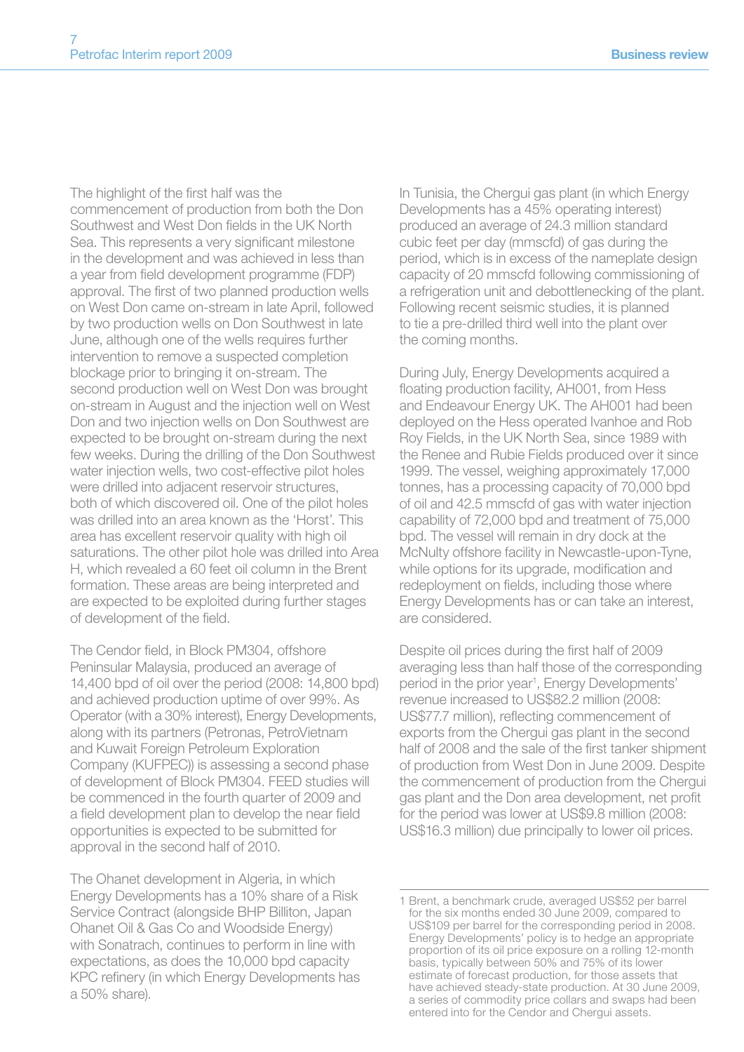The highlight of the first half was the commencement of production from both the Don Southwest and West Don fields in the UK North Sea. This represents a very significant milestone in the development and was achieved in less than a year from field development programme (FDP) approval. The first of two planned production wells on West Don came on-stream in late April, followed by two production wells on Don Southwest in late June, although one of the wells requires further intervention to remove a suspected completion blockage prior to bringing it on-stream. The second production well on West Don was brought on-stream in August and the injection well on West Don and two injection wells on Don Southwest are expected to be brought on-stream during the next few weeks. During the drilling of the Don Southwest water injection wells, two cost-effective pilot holes were drilled into adjacent reservoir structures, both of which discovered oil. One of the pilot holes was drilled into an area known as the 'Horst'. This area has excellent reservoir quality with high oil saturations. The other pilot hole was drilled into Area H, which revealed a 60 feet oil column in the Brent formation. These areas are being interpreted and are expected to be exploited during further stages of development of the field.

The Cendor field, in Block PM304, offshore Peninsular Malaysia, produced an average of 14,400 bpd of oil over the period (2008: 14,800 bpd) and achieved production uptime of over 99%. As Operator (with a 30% interest), Energy Developments, along with its partners (Petronas, PetroVietnam and Kuwait Foreign Petroleum Exploration Company (KUFPEC)) is assessing a second phase of development of Block PM304. FEED studies will be commenced in the fourth quarter of 2009 and a field development plan to develop the near field opportunities is expected to be submitted for approval in the second half of 2010.

The Ohanet development in Algeria, in which Energy Developments has a 10% share of a Risk Service Contract (alongside BHP Billiton, Japan Ohanet Oil & Gas Co and Woodside Energy) with Sonatrach, continues to perform in line with expectations, as does the 10,000 bpd capacity KPC refinery (in which Energy Developments has a 50% share).

In Tunisia, the Chergui gas plant (in which Energy Developments has a 45% operating interest) produced an average of 24.3 million standard cubic feet per day (mmscfd) of gas during the period, which is in excess of the nameplate design capacity of 20 mmscfd following commissioning of a refrigeration unit and debottlenecking of the plant. Following recent seismic studies, it is planned to tie a pre-drilled third well into the plant over the coming months.

During July, Energy Developments acquired a floating production facility, AH001, from Hess and Endeavour Energy UK. The AH001 had been deployed on the Hess operated Ivanhoe and Rob Roy Fields, in the UK North Sea, since 1989 with the Renee and Rubie Fields produced over it since 1999. The vessel, weighing approximately 17,000 tonnes, has a processing capacity of 70,000 bpd of oil and 42.5 mmscfd of gas with water injection capability of 72,000 bpd and treatment of 75,000 bpd. The vessel will remain in dry dock at the McNulty offshore facility in Newcastle-upon-Tyne, while options for its upgrade, modification and redeployment on fields, including those where Energy Developments has or can take an interest, are considered.

Despite oil prices during the first half of 2009 averaging less than half those of the corresponding period in the prior year[1], Energy Developments' revenue increased to US$82.2 million (2008: US$77.7 million), reflecting commencement of exports from the Chergui gas plant in the second half of 2008 and the sale of the first tanker shipment of production from West Don in June 2009. Despite the commencement of production from the Chergui gas plant and the Don area development, net profit for the period was lower at US$9.8 million (2008: US$16.3 million) due principally to lower oil prices.

1 Brent, a benchmark crude, averaged US$52 per barrel for the six months ended 30 June 2009, compared to US$109 per barrel for the corresponding period in 2008. Energy Developments' policy is to hedge an appropriate proportion of its oil price exposure on a rolling 12-month basis, typically between 50% and 75% of its lower estimate of forecast production, for those assets that have achieved steady-state production. At 30 June 2009, a series of commodity price collars and swaps had been entered into for the Cendor and Chergui assets.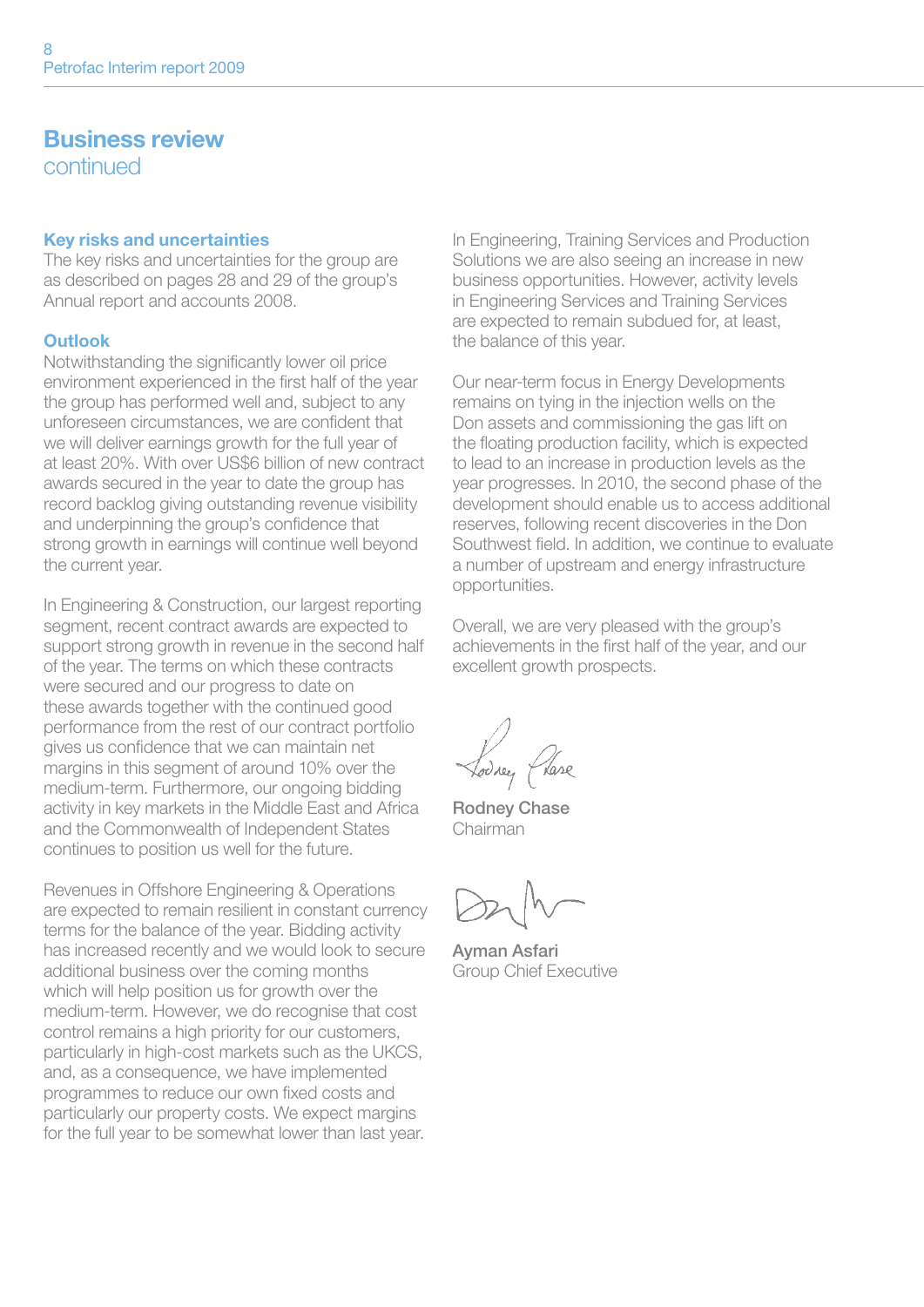# Business review
continued

## Key risks and uncertainties

The key risks and uncertainties for the group are as described on pages 28 and 29 of the group's Annual report and accounts 2008.

## Outlook

Notwithstanding the significantly lower oil price environment experienced in the first half of the year the group has performed well and, subject to any unforeseen circumstances, we are confident that we will deliver earnings growth for the full year of at least 20%. With over US$6 billion of new contract awards secured in the year to date the group has record backlog giving outstanding revenue visibility and underpinning the group's confidence that strong growth in earnings will continue well beyond the current year.

In Engineering & Construction, our largest reporting segment, recent contract awards are expected to support strong growth in revenue in the second half of the year. The terms on which these contracts were secured and our progress to date on these awards together with the continued good performance from the rest of our contract portfolio gives us confidence that we can maintain net margins in this segment of around 10% over the medium-term. Furthermore, our ongoing bidding activity in key markets in the Middle East and Africa and the Commonwealth of Independent States continues to position us well for the future.

Revenues in Offshore Engineering & Operations are expected to remain resilient in constant currency terms for the balance of the year. Bidding activity has increased recently and we would look to secure additional business over the coming months which will help position us for growth over the medium-term. However, we do recognise that cost control remains a high priority for our customers, particularly in high-cost markets such as the UKCS, and, as a consequence, we have implemented programmes to reduce our own fixed costs and particularly our property costs. We expect margins for the full year to be somewhat lower than last year.

In Engineering, Training Services and Production Solutions we are also seeing an increase in new business opportunities. However, activity levels in Engineering Services and Training Services are expected to remain subdued for, at least, the balance of this year.

Our near-term focus in Energy Developments remains on tying in the injection wells on the Don assets and commissioning the gas lift on the floating production facility, which is expected to lead to an increase in production levels as the year progresses. In 2010, the second phase of the development should enable us to access additional reserves, following recent discoveries in the Don Southwest field. In addition, we continue to evaluate a number of upstream and energy infrastructure opportunities.

Overall, we are very pleased with the group's achievements in the first half of the year, and our excellent growth prospects.

**Rodney Chase**
Chairman

**Ayman Asfari**
Group Chief Executive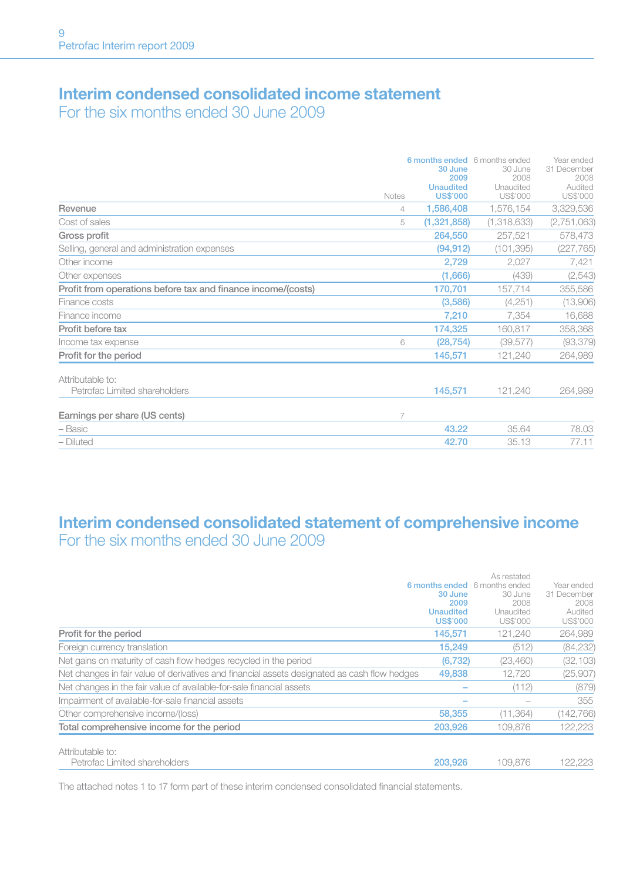# Interim condensed consolidated income statement

## For the six months ended 30 June 2009

| | Notes | 6 months ended 30 June 2009 Unaudited US$'000 | 6 months ended 30 June 2008 Unaudited US$'000 | Year ended 31 December 2008 Audited US$'000 |
|---|---|---|---|---|
| **Revenue** | 4 | **1,586,408** | 1,576,154 | 3,329,536 |
| Cost of sales | 5 | **(1,321,858)** | (1,318,633) | (2,751,063) |
| **Gross profit** | | **264,550** | 257,521 | 578,473 |
| Selling, general and administration expenses | | **(94,912)** | (101,395) | (227,765) |
| Other income | | **2,729** | 2,027 | 7,421 |
| Other expenses | | **(1,666)** | (439) | (2,543) |
| **Profit from operations before tax and finance income/(costs)** | | **170,701** | 157,714 | 355,586 |
| Finance costs | | **(3,586)** | (4,251) | (13,906) |
| Finance income | | **7,210** | 7,354 | 16,688 |
| **Profit before tax** | | **174,325** | 160,817 | 358,368 |
| Income tax expense | 6 | **(28,754)** | (39,577) | (93,379) |
| **Profit for the period** | | **145,571** | 121,240 | 264,989 |
| Attributable to: | | | | |
| Petrofac Limited shareholders | | **145,571** | 121,240 | 264,989 |
| **Earnings per share (US cents)** | 7 | | | |
| – Basic | | **43.22** | 35.64 | 78.03 |
| – Diluted | | **42.70** | 35.13 | 77.11 |

# Interim condensed consolidated statement of comprehensive income

## For the six months ended 30 June 2009

| | 6 months ended 30 June 2009 Unaudited US$'000 | As restated 6 months ended 30 June 2008 Unaudited US$'000 | Year ended 31 December 2008 Audited US$'000 |
|---|---|---|---|
| **Profit for the period** | **145,571** | 121,240 | 264,989 |
| Foreign currency translation | **15,249** | (512) | (84,232) |
| Net gains on maturity of cash flow hedges recycled in the period | **(6,732)** | (23,460) | (32,103) |
| Net changes in fair value of derivatives and financial assets designated as cash flow hedges | **49,838** | 12,720 | (25,907) |
| Net changes in the fair value of available-for-sale financial assets | **–** | (112) | (879) |
| Impairment of available-for-sale financial assets | **–** | – | 355 |
| Other comprehensive income/(loss) | **58,355** | (11,364) | (142,766) |
| **Total comprehensive income for the period** | **203,926** | 109,876 | 122,223 |
| Attributable to: | | | |
| Petrofac Limited shareholders | **203,926** | 109,876 | 122,223 |

The attached notes 1 to 17 form part of these interim condensed consolidated financial statements.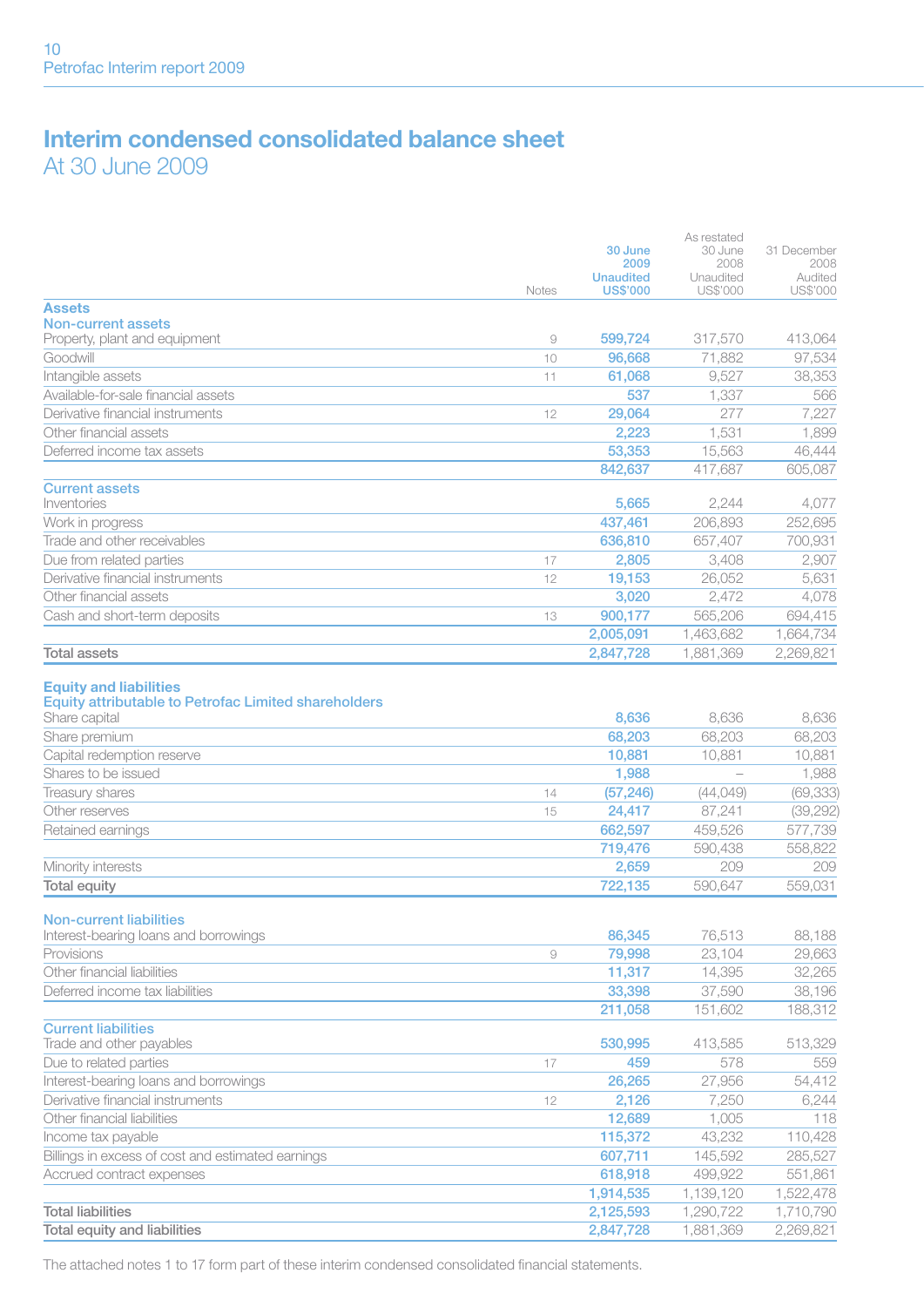# Interim condensed consolidated balance sheet

At 30 June 2009

| | Notes | 30 June 2009 Unaudited US$'000 | As restated 30 June 2008 Unaudited US$'000 | 31 December 2008 Audited US$'000 |
|---|---|---|---|---|
| **Assets** | | | | |
| **Non-current assets** | | | | |
| Property, plant and equipment | 9 | 599,724 | 317,570 | 413,064 |
| Goodwill | 10 | 96,668 | 71,882 | 97,534 |
| Intangible assets | 11 | 61,068 | 9,527 | 38,353 |
| Available-for-sale financial assets | | 537 | 1,337 | 566 |
| Derivative financial instruments | 12 | 29,064 | 277 | 7,227 |
| Other financial assets | | 2,223 | 1,531 | 1,899 |
| Deferred income tax assets | | 53,353 | 15,563 | 46,444 |
| | | 842,637 | 417,687 | 605,087 |
| **Current assets** | | | | |
| Inventories | | 5,665 | 2,244 | 4,077 |
| Work in progress | | 437,461 | 206,893 | 252,695 |
| Trade and other receivables | | 636,810 | 657,407 | 700,931 |
| Due from related parties | 17 | 2,805 | 3,408 | 2,907 |
| Derivative financial instruments | 12 | 19,153 | 26,052 | 5,631 |
| Other financial assets | | 3,020 | 2,472 | 4,078 |
| Cash and short-term deposits | 13 | 900,177 | 565,206 | 694,415 |
| | | 2,005,091 | 1,463,682 | 1,664,734 |
| **Total assets** | | 2,847,728 | 1,881,369 | 2,269,821 |
| **Equity and liabilities** | | | | |
| **Equity attributable to Petrofac Limited shareholders** | | | | |
| Share capital | | 8,636 | 8,636 | 8,636 |
| Share premium | | 68,203 | 68,203 | 68,203 |
| Capital redemption reserve | | 10,881 | 10,881 | 10,881 |
| Shares to be issued | | 1,988 | – | 1,988 |
| Treasury shares | 14 | (57,246) | (44,049) | (69,333) |
| Other reserves | 15 | 24,417 | 87,241 | (39,292) |
| Retained earnings | | 662,597 | 459,526 | 577,739 |
| | | 719,476 | 590,438 | 558,822 |
| Minority interests | | 2,659 | 209 | 209 |
| **Total equity** | | 722,135 | 590,647 | 559,031 |
| **Non-current liabilities** | | | | |
| Interest-bearing loans and borrowings | | 86,345 | 76,513 | 88,188 |
| Provisions | 9 | 79,998 | 23,104 | 29,663 |
| Other financial liabilities | | 11,317 | 14,395 | 32,265 |
| Deferred income tax liabilities | | 33,398 | 37,590 | 38,196 |
| | | 211,058 | 151,602 | 188,312 |
| **Current liabilities** | | | | |
| Trade and other payables | | 530,995 | 413,585 | 513,329 |
| Due to related parties | 17 | 459 | 578 | 559 |
| Interest-bearing loans and borrowings | | 26,265 | 27,956 | 54,412 |
| Derivative financial instruments | 12 | 2,126 | 7,250 | 6,244 |
| Other financial liabilities | | 12,689 | 1,005 | 118 |
| Income tax payable | | 115,372 | 43,232 | 110,428 |
| Billings in excess of cost and estimated earnings | | 607,711 | 145,592 | 285,527 |
| Accrued contract expenses | | 618,918 | 499,922 | 551,861 |
| | | 1,914,535 | 1,139,120 | 1,522,478 |
| **Total liabilities** | | 2,125,593 | 1,290,722 | 1,710,790 |
| **Total equity and liabilities** | | 2,847,728 | 1,881,369 | 2,269,821 |

The attached notes 1 to 17 form part of these interim condensed consolidated financial statements.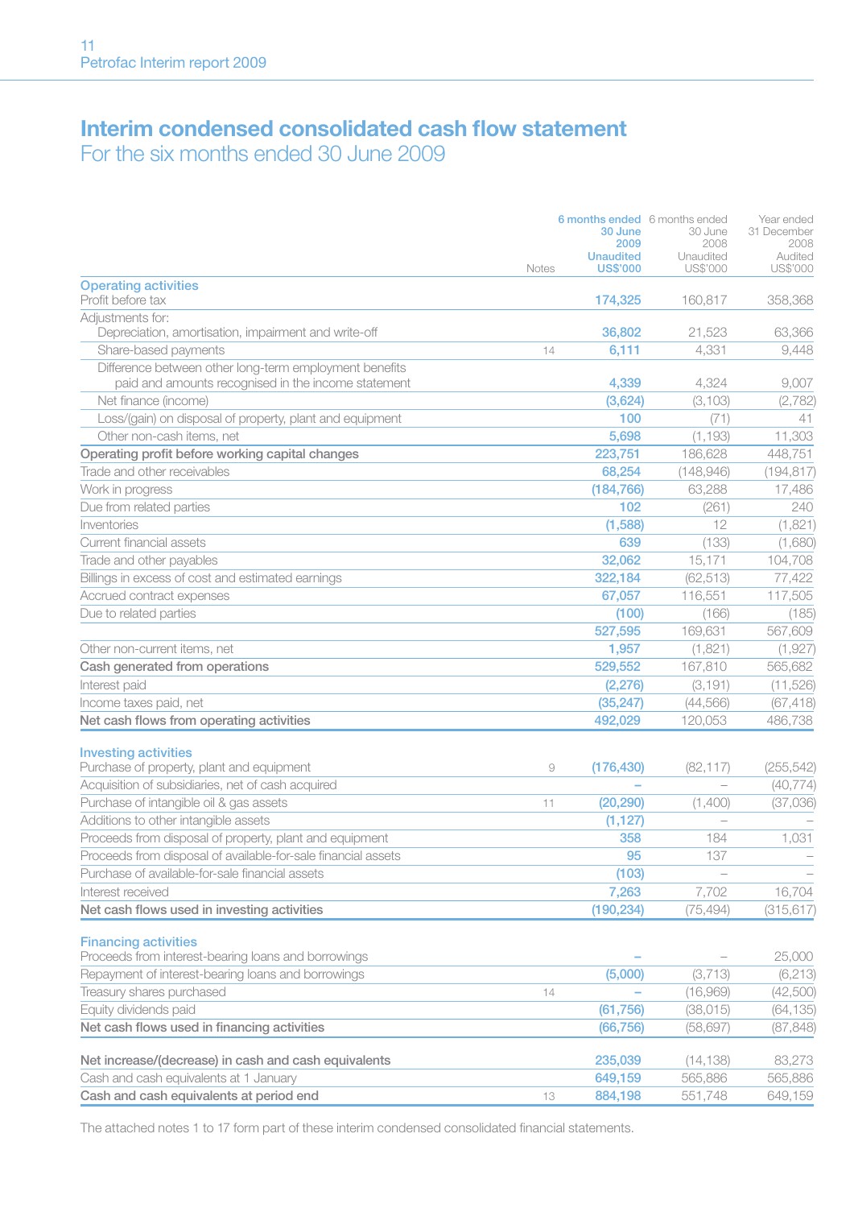# Interim condensed consolidated cash flow statement

## For the six months ended 30 June 2009

| | Notes | 6 months ended 30 June 2009 Unaudited US$'000 | 6 months ended 30 June 2008 Unaudited US$'000 | Year ended 31 December 2008 Audited US$'000 |
|---|---|---|---|---|
| **Operating activities** | | | | |
| Profit before tax | | 174,325 | 160,817 | 358,368 |
| Adjustments for: | | | | |
| Depreciation, amortisation, impairment and write-off | | 36,802 | 21,523 | 63,366 |
| Share-based payments | 14 | 6,111 | 4,331 | 9,448 |
| Difference between other long-term employment benefits paid and amounts recognised in the income statement | | 4,339 | 4,324 | 9,007 |
| Net finance (income) | | (3,624) | (3,103) | (2,782) |
| Loss/(gain) on disposal of property, plant and equipment | | 100 | (71) | 41 |
| Other non-cash items, net | | 5,698 | (1,193) | 11,303 |
| Operating profit before working capital changes | | 223,751 | 186,628 | 448,751 |
| Trade and other receivables | | 68,254 | (148,946) | (194,817) |
| Work in progress | | (184,766) | 63,288 | 17,486 |
| Due from related parties | | 102 | (261) | 240 |
| Inventories | | (1,588) | 12 | (1,821) |
| Current financial assets | | 639 | (133) | (1,680) |
| Trade and other payables | | 32,062 | 15,171 | 104,708 |
| Billings in excess of cost and estimated earnings | | 322,184 | (62,513) | 77,422 |
| Accrued contract expenses | | 67,057 | 116,551 | 117,505 |
| Due to related parties | | (100) | (166) | (185) |
| | | 527,595 | 169,631 | 567,609 |
| Other non-current items, net | | 1,957 | (1,821) | (1,927) |
| Cash generated from operations | | 529,552 | 167,810 | 565,682 |
| Interest paid | | (2,276) | (3,191) | (11,526) |
| Income taxes paid, net | | (35,247) | (44,566) | (67,418) |
| Net cash flows from operating activities | | 492,029 | 120,053 | 486,738 |
| **Investing activities** | | | | |
| Purchase of property, plant and equipment | 9 | (176,430) | (82,117) | (255,542) |
| Acquisition of subsidiaries, net of cash acquired | | – | – | (40,774) |
| Purchase of intangible oil & gas assets | 11 | (20,290) | (1,400) | (37,036) |
| Additions to other intangible assets | | (1,127) | – | – |
| Proceeds from disposal of property, plant and equipment | | 358 | 184 | 1,031 |
| Proceeds from disposal of available-for-sale financial assets | | 95 | 137 | – |
| Purchase of available-for-sale financial assets | | (103) | – | – |
| Interest received | | 7,263 | 7,702 | 16,704 |
| Net cash flows used in investing activities | | (190,234) | (75,494) | (315,617) |
| **Financing activities** | | | | |
| Proceeds from interest-bearing loans and borrowings | | – | – | 25,000 |
| Repayment of interest-bearing loans and borrowings | | (5,000) | (3,713) | (6,213) |
| Treasury shares purchased | 14 | – | (16,969) | (42,500) |
| Equity dividends paid | | (61,756) | (38,015) | (64,135) |
| Net cash flows used in financing activities | | (66,756) | (58,697) | (87,848) |
| Net increase/(decrease) in cash and cash equivalents | | 235,039 | (14,138) | 83,273 |
| Cash and cash equivalents at 1 January | | 649,159 | 565,886 | 565,886 |
| Cash and cash equivalents at period end | 13 | 884,198 | 551,748 | 649,159 |

The attached notes 1 to 17 form part of these interim condensed consolidated financial statements.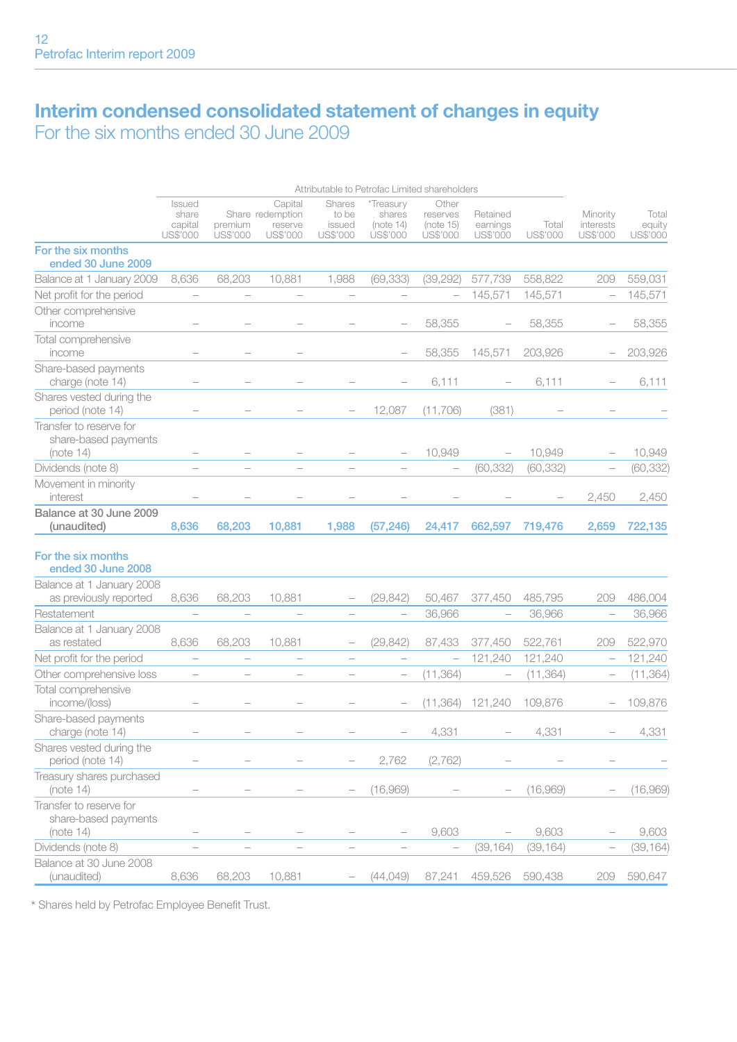# Interim condensed consolidated statement of changes in equity

## For the six months ended 30 June 2009

| | Attributable to Petrofac Limited shareholders | | | | | | | | | |
|---|---|---|---|---|---|---|---|---|---|---|
| | Issued share capital US$'000 | Share premium US$'000 | Capital redemption reserve US$'000 | Shares to be issued US$'000 | *Treasury shares (note 14) US$'000 | Other reserves (note 15) US$'000 | Retained earnings US$'000 | Total US$'000 | Minority interests US$'000 | Total equity US$'000 |
| **For the six months ended 30 June 2009** | | | | | | | | | | |
| Balance at 1 January 2009 | 8,636 | 68,203 | 10,881 | 1,988 | (69,333) | (39,292) | 577,739 | 558,822 | 209 | 559,031 |
| Net profit for the period | – | – | – | – | – | – | 145,571 | 145,571 | – | 145,571 |
| Other comprehensive income | – | – | – | – | – | 58,355 | – | 58,355 | – | 58,355 |
| Total comprehensive income | – | – | – | | – | 58,355 | 145,571 | 203,926 | – | 203,926 |
| Share-based payments charge (note 14) | – | – | – | – | – | 6,111 | – | 6,111 | – | 6,111 |
| Shares vested during the period (note 14) | – | – | – | – | 12,087 | (11,706) | (381) | – | – | – |
| Transfer to reserve for share-based payments (note 14) | – | – | – | – | – | 10,949 | – | 10,949 | – | 10,949 |
| Dividends (note 8) | – | – | – | – | – | – | (60,332) | (60,332) | – | (60,332) |
| Movement in minority interest | – | – | – | – | – | – | – | – | 2,450 | 2,450 |
| **Balance at 30 June 2009 (unaudited)** | **8,636** | **68,203** | **10,881** | **1,988** | **(57,246)** | **24,417** | **662,597** | **719,476** | **2,659** | **722,135** |
| **For the six months ended 30 June 2008** | | | | | | | | | | |
| Balance at 1 January 2008 as previously reported | 8,636 | 68,203 | 10,881 | – | (29,842) | 50,467 | 377,450 | 485,795 | 209 | 486,004 |
| Restatement | – | – | – | – | – | 36,966 | – | 36,966 | – | 36,966 |
| Balance at 1 January 2008 as restated | 8,636 | 68,203 | 10,881 | – | (29,842) | 87,433 | 377,450 | 522,761 | 209 | 522,970 |
| Net profit for the period | – | – | – | – | – | – | 121,240 | 121,240 | – | 121,240 |
| Other comprehensive loss | – | – | – | – | – | (11,364) | – | (11,364) | – | (11,364) |
| Total comprehensive income/(loss) | – | – | – | – | – | (11,364) | 121,240 | 109,876 | – | 109,876 |
| Share-based payments charge (note 14) | – | – | – | – | – | 4,331 | – | 4,331 | – | 4,331 |
| Shares vested during the period (note 14) | – | – | – | – | 2,762 | (2,762) | – | – | – | – |
| Treasury shares purchased (note 14) | – | – | – | – | (16,969) | – | – | (16,969) | – | (16,969) |
| Transfer to reserve for share-based payments (note 14) | – | – | – | – | – | 9,603 | – | 9,603 | – | 9,603 |
| Dividends (note 8) | – | – | – | – | – | – | (39,164) | (39,164) | – | (39,164) |
| Balance at 30 June 2008 (unaudited) | 8,636 | 68,203 | 10,881 | – | (44,049) | 87,241 | 459,526 | 590,438 | 209 | 590,647 |

* Shares held by Petrofac Employee Benefit Trust.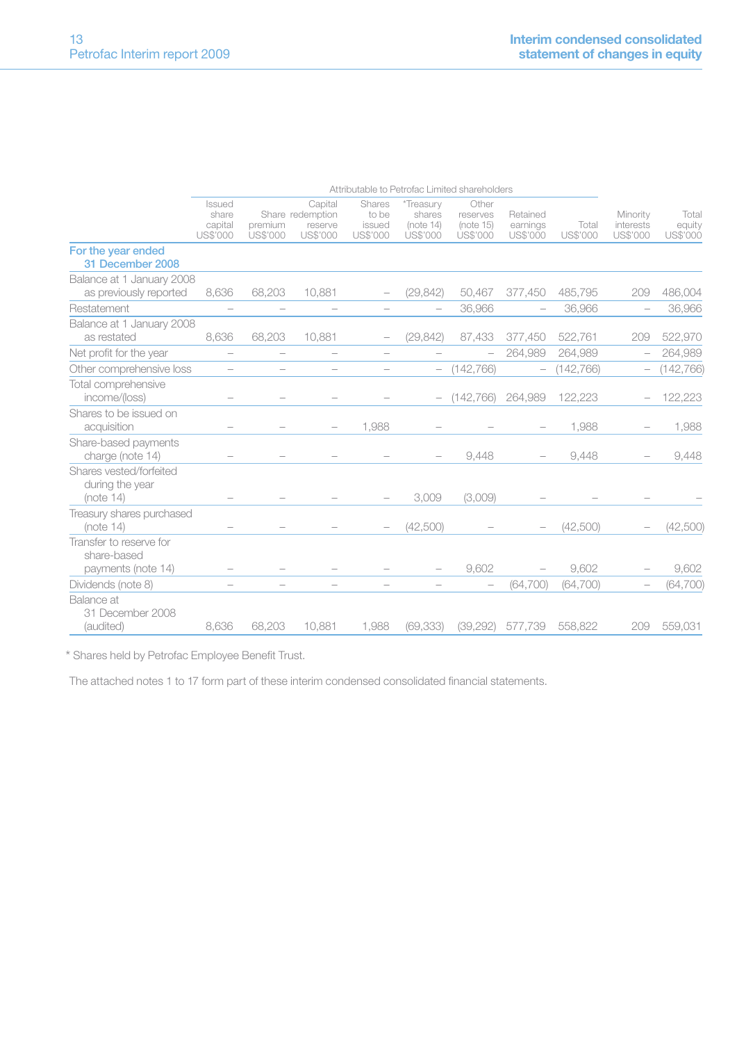## Interim condensed consolidated statement of changes in equity

| | Attributable to Petrofac Limited shareholders | | | | | | | | | |
|---|---|---|---|---|---|---|---|---|---|---|
| | Issued share capital US$'000 | Share premium US$'000 | Capital redemption reserve US$'000 | Shares to be issued US$'000 | *Treasury shares (note 14) US$'000 | Other reserves (note 15) US$'000 | Retained earnings US$'000 | Total US$'000 | Minority interests US$'000 | Total equity US$'000 |
| **For the year ended 31 December 2008** | | | | | | | | | | |
| Balance at 1 January 2008 as previously reported | 8,636 | 68,203 | 10,881 | – | (29,842) | 50,467 | 377,450 | 485,795 | 209 | 486,004 |
| Restatement | – | – | – | – | – | 36,966 | – | 36,966 | – | 36,966 |
| Balance at 1 January 2008 as restated | 8,636 | 68,203 | 10,881 | – | (29,842) | 87,433 | 377,450 | 522,761 | 209 | 522,970 |
| Net profit for the year | – | – | – | – | – | – | 264,989 | 264,989 | – | 264,989 |
| Other comprehensive loss | – | – | – | – | – | (142,766) | – | (142,766) | – | (142,766) |
| Total comprehensive income/(loss) | – | – | – | – | – | (142,766) | 264,989 | 122,223 | – | 122,223 |
| Shares to be issued on acquisition | – | – | – | 1,988 | – | – | – | 1,988 | – | 1,988 |
| Share-based payments charge (note 14) | – | – | – | – | – | 9,448 | – | 9,448 | – | 9,448 |
| Shares vested/forfeited during the year (note 14) | – | – | – | – | 3,009 | (3,009) | – | – | – | – |
| Treasury shares purchased (note 14) | – | – | – | – | (42,500) | – | – | (42,500) | – | (42,500) |
| Transfer to reserve for share-based payments (note 14) | – | – | – | – | – | 9,602 | – | 9,602 | – | 9,602 |
| Dividends (note 8) | – | – | – | – | – | – | (64,700) | (64,700) | – | (64,700) |
| Balance at 31 December 2008 (audited) | 8,636 | 68,203 | 10,881 | 1,988 | (69,333) | (39,292) | 577,739 | 558,822 | 209 | 559,031 |

\* Shares held by Petrofac Employee Benefit Trust.

The attached notes 1 to 17 form part of these interim condensed consolidated financial statements.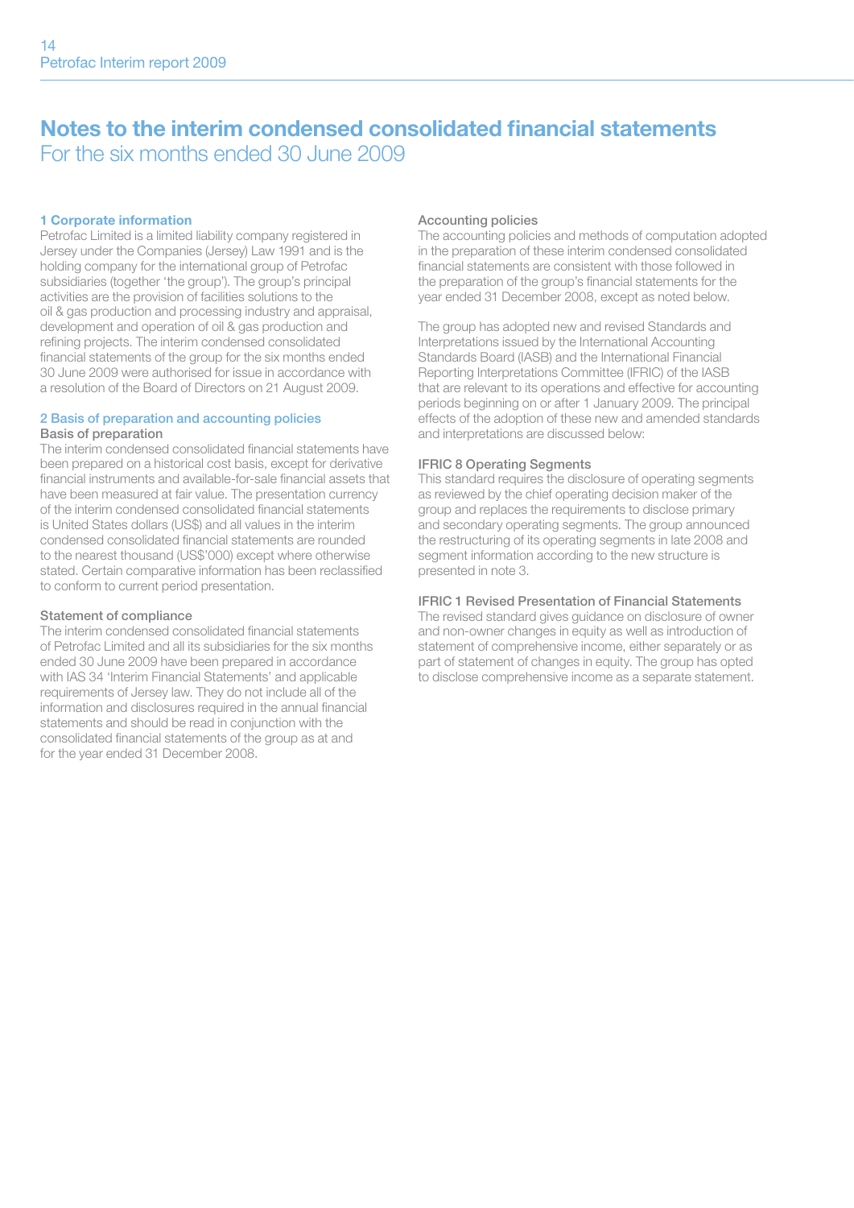# Notes to the interim condensed consolidated financial statements

For the six months ended 30 June 2009

## 1 Corporate information

Petrofac Limited is a limited liability company registered in Jersey under the Companies (Jersey) Law 1991 and is the holding company for the international group of Petrofac subsidiaries (together 'the group'). The group's principal activities are the provision of facilities solutions to the oil & gas production and processing industry and appraisal, development and operation of oil & gas production and refining projects. The interim condensed consolidated financial statements of the group for the six months ended 30 June 2009 were authorised for issue in accordance with a resolution of the Board of Directors on 21 August 2009.

## 2 Basis of preparation and accounting policies

### Basis of preparation

The interim condensed consolidated financial statements have been prepared on a historical cost basis, except for derivative financial instruments and available-for-sale financial assets that have been measured at fair value. The presentation currency of the interim condensed consolidated financial statements is United States dollars (US$) and all values in the interim condensed consolidated financial statements are rounded to the nearest thousand (US$'000) except where otherwise stated. Certain comparative information has been reclassified to conform to current period presentation.

### Statement of compliance

The interim condensed consolidated financial statements of Petrofac Limited and all its subsidiaries for the six months ended 30 June 2009 have been prepared in accordance with IAS 34 'Interim Financial Statements' and applicable requirements of Jersey law. They do not include all of the information and disclosures required in the annual financial statements and should be read in conjunction with the consolidated financial statements of the group as at and for the year ended 31 December 2008.

### Accounting policies

The accounting policies and methods of computation adopted in the preparation of these interim condensed consolidated financial statements are consistent with those followed in the preparation of the group's financial statements for the year ended 31 December 2008, except as noted below.

The group has adopted new and revised Standards and Interpretations issued by the International Accounting Standards Board (IASB) and the International Financial Reporting Interpretations Committee (IFRIC) of the IASB that are relevant to its operations and effective for accounting periods beginning on or after 1 January 2009. The principal effects of the adoption of these new and amended standards and interpretations are discussed below:

### IFRIC 8 Operating Segments

This standard requires the disclosure of operating segments as reviewed by the chief operating decision maker of the group and replaces the requirements to disclose primary and secondary operating segments. The group announced the restructuring of its operating segments in late 2008 and segment information according to the new structure is presented in note 3.

### IFRIC 1 Revised Presentation of Financial Statements

The revised standard gives guidance on disclosure of owner and non-owner changes in equity as well as introduction of statement of comprehensive income, either separately or as part of statement of changes in equity. The group has opted to disclose comprehensive income as a separate statement.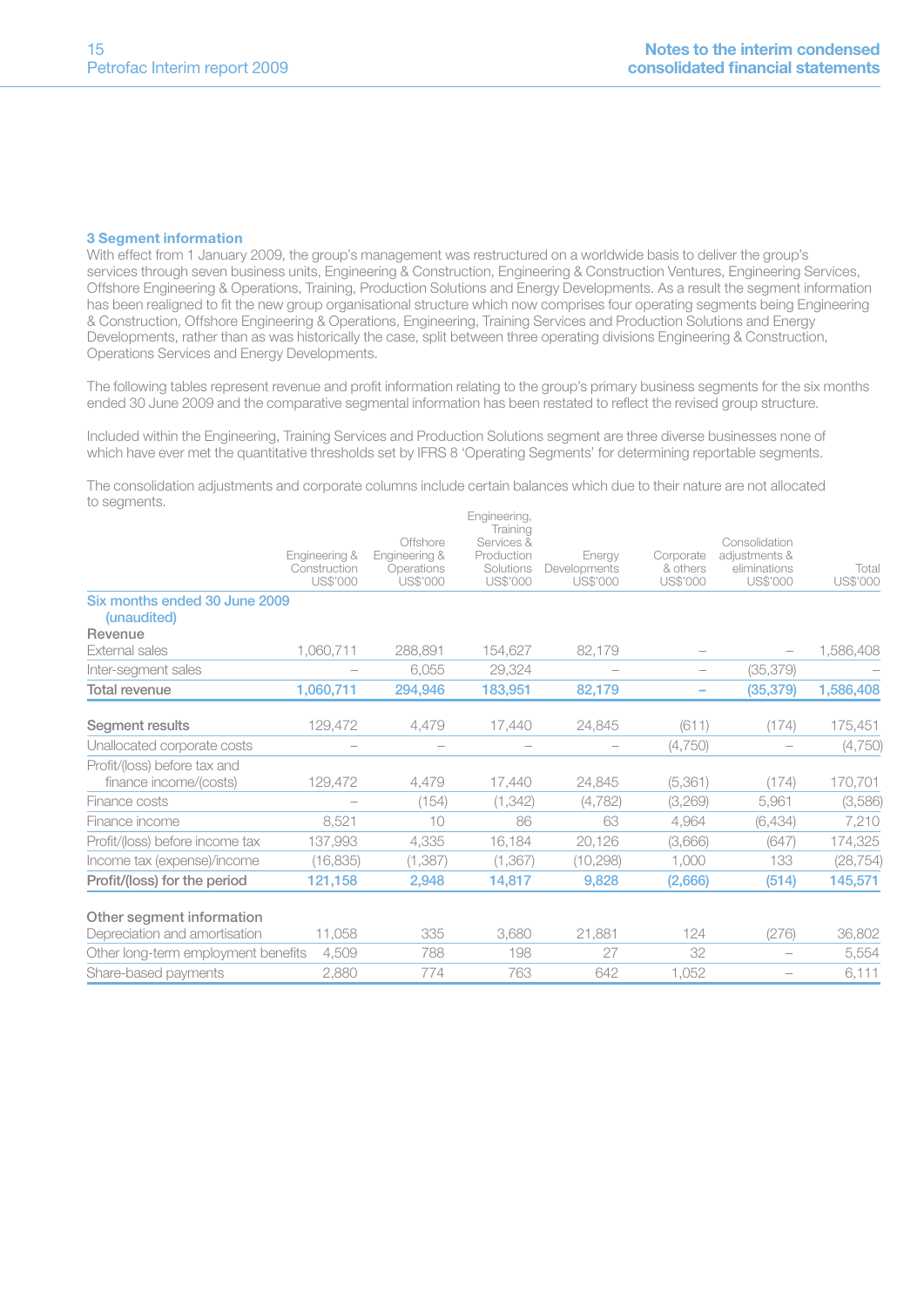### 3 Segment information

With effect from 1 January 2009, the group's management was restructured on a worldwide basis to deliver the group's services through seven business units, Engineering & Construction, Engineering & Construction Ventures, Engineering Services, Offshore Engineering & Operations, Training, Production Solutions and Energy Developments. As a result the segment information has been realigned to fit the new group organisational structure which now comprises four operating segments being Engineering & Construction, Offshore Engineering & Operations, Engineering, Training Services and Production Solutions and Energy Developments, rather than as was historically the case, split between three operating divisions Engineering & Construction, Operations Services and Energy Developments.

The following tables represent revenue and profit information relating to the group's primary business segments for the six months ended 30 June 2009 and the comparative segmental information has been restated to reflect the revised group structure.

Included within the Engineering, Training Services and Production Solutions segment are three diverse businesses none of which have ever met the quantitative thresholds set by IFRS 8 'Operating Segments' for determining reportable segments.

The consolidation adjustments and corporate columns include certain balances which due to their nature are not allocated to segments.

| | Engineering & Construction US$'000 | Offshore Engineering & Operations US$'000 | Engineering, Training Services & Production Solutions US$'000 | Energy Developments US$'000 | Corporate & others US$'000 | Consolidation adjustments & eliminations US$'000 | Total US$'000 |
|---|---|---|---|---|---|---|---|
| **Six months ended 30 June 2009 (unaudited)** | | | | | | | |
| **Revenue** | | | | | | | |
| External sales | 1,060,711 | 288,891 | 154,627 | 82,179 | – | – | 1,586,408 |
| Inter-segment sales | – | 6,055 | 29,324 | – | – | (35,379) | – |
| **Total revenue** | **1,060,711** | **294,946** | **183,951** | **82,179** | **–** | **(35,379)** | **1,586,408** |
| | | | | | | | |
| **Segment results** | 129,472 | 4,479 | 17,440 | 24,845 | (611) | (174) | 175,451 |
| Unallocated corporate costs | – | – | – | – | (4,750) | – | (4,750) |
| Profit/(loss) before tax and finance income/(costs) | 129,472 | 4,479 | 17,440 | 24,845 | (5,361) | (174) | 170,701 |
| Finance costs | – | (154) | (1,342) | (4,782) | (3,269) | 5,961 | (3,586) |
| Finance income | 8,521 | 10 | 86 | 63 | 4,964 | (6,434) | 7,210 |
| Profit/(loss) before income tax | 137,993 | 4,335 | 16,184 | 20,126 | (3,666) | (647) | 174,325 |
| Income tax (expense)/income | (16,835) | (1,387) | (1,367) | (10,298) | 1,000 | 133 | (28,754) |
| **Profit/(loss) for the period** | **121,158** | **2,948** | **14,817** | **9,828** | **(2,666)** | **(514)** | **145,571** |
| | | | | | | | |
| **Other segment information** | | | | | | | |
| Depreciation and amortisation | 11,058 | 335 | 3,680 | 21,881 | 124 | (276) | 36,802 |
| Other long-term employment benefits | 4,509 | 788 | 198 | 27 | 32 | – | 5,554 |
| Share-based payments | 2,880 | 774 | 763 | 642 | 1,052 | – | 6,111 |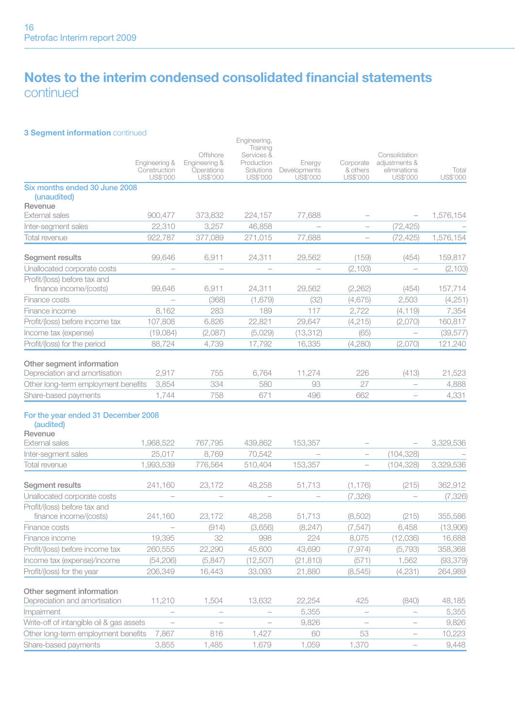# Notes to the interim condensed consolidated financial statements continued

### 3 Segment information continued

| | Engineering & Construction US$'000 | Offshore Engineering & Operations US$'000 | Engineering, Training Services & Production Solutions US$'000 | Energy Developments US$'000 | Corporate & others US$'000 | Consolidation adjustments & eliminations US$'000 | Total US$'000 |
|---|---|---|---|---|---|---|---|
| **Six months ended 30 June 2008 (unaudited)** | | | | | | | |
| **Revenue** | | | | | | | |
| External sales | 900,477 | 373,832 | 224,157 | 77,688 | – | – | 1,576,154 |
| Inter-segment sales | 22,310 | 3,257 | 46,858 | – | – | (72,425) | – |
| Total revenue | 922,787 | 377,089 | 271,015 | 77,688 | – | (72,425) | 1,576,154 |
| **Segment results** | 99,646 | 6,911 | 24,311 | 29,562 | (159) | (454) | 159,817 |
| Unallocated corporate costs | – | – | – | – | (2,103) | – | (2,103) |
| Profit/(loss) before tax and finance income/(costs) | 99,646 | 6,911 | 24,311 | 29,562 | (2,262) | (454) | 157,714 |
| Finance costs | – | (368) | (1,679) | (32) | (4,675) | 2,503 | (4,251) |
| Finance income | 8,162 | 283 | 189 | 117 | 2,722 | (4,119) | 7,354 |
| Profit/(loss) before income tax | 107,808 | 6,826 | 22,821 | 29,647 | (4,215) | (2,070) | 160,817 |
| Income tax (expense) | (19,084) | (2,087) | (5,029) | (13,312) | (65) | – | (39,577) |
| Profit/(loss) for the period | 88,724 | 4,739 | 17,792 | 16,335 | (4,280) | (2,070) | 121,240 |
| **Other segment information** | | | | | | | |
| Depreciation and amortisation | 2,917 | 755 | 6,764 | 11,274 | 226 | (413) | 21,523 |
| Other long-term employment benefits | 3,854 | 334 | 580 | 93 | 27 | – | 4,888 |
| Share-based payments | 1,744 | 758 | 671 | 496 | 662 | – | 4,331 |
| **For the year ended 31 December 2008 (audited)** | | | | | | | |
| **Revenue** | | | | | | | |
| External sales | 1,968,522 | 767,795 | 439,862 | 153,357 | – | – | 3,329,536 |
| Inter-segment sales | 25,017 | 8,769 | 70,542 | – | – | (104,328) | – |
| Total revenue | 1,993,539 | 776,564 | 510,404 | 153,357 | – | (104,328) | 3,329,536 |
| **Segment results** | 241,160 | 23,172 | 48,258 | 51,713 | (1,176) | (215) | 362,912 |
| Unallocated corporate costs | – | – | – | – | (7,326) | – | (7,326) |
| Profit/(loss) before tax and finance income/(costs) | 241,160 | 23,172 | 48,258 | 51,713 | (8,502) | (215) | 355,586 |
| Finance costs | – | (914) | (3,656) | (8,247) | (7,547) | 6,458 | (13,906) |
| Finance income | 19,395 | 32 | 998 | 224 | 8,075 | (12,036) | 16,688 |
| Profit/(loss) before income tax | 260,555 | 22,290 | 45,600 | 43,690 | (7,974) | (5,793) | 358,368 |
| Income tax (expense)/income | (54,206) | (5,847) | (12,507) | (21,810) | (571) | 1,562 | (93,379) |
| Profit/(loss) for the year | 206,349 | 16,443 | 33,093 | 21,880 | (8,545) | (4,231) | 264,989 |
| **Other segment information** | | | | | | | |
| Depreciation and amortisation | 11,210 | 1,504 | 13,632 | 22,254 | 425 | (840) | 48,185 |
| Impairment | – | – | – | 5,355 | – | – | 5,355 |
| Write-off of intangible oil & gas assets | – | – | – | 9,826 | – | – | 9,826 |
| Other long-term employment benefits | 7,867 | 816 | 1,427 | 60 | 53 | – | 10,223 |
| Share-based payments | 3,855 | 1,485 | 1,679 | 1,059 | 1,370 | – | 9,448 |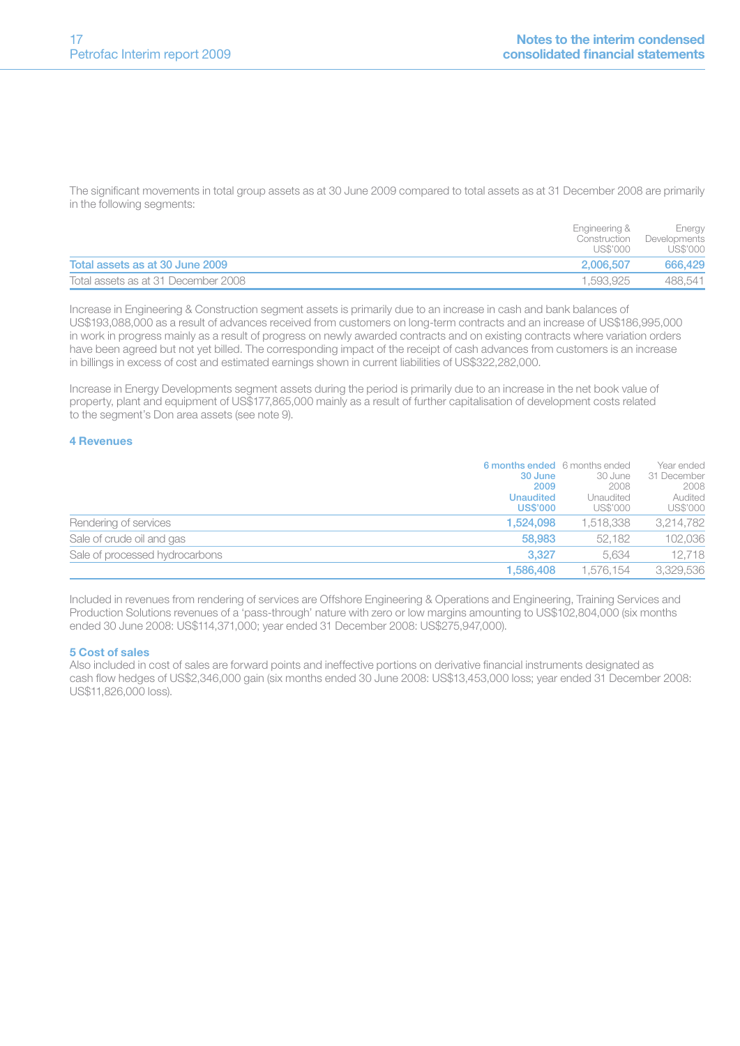The significant movements in total group assets as at 30 June 2009 compared to total assets as at 31 December 2008 are primarily in the following segments:

| | Engineering & Construction US$'000 | Energy Developments US$'000 |
|---|---|---|
| **Total assets as at 30 June 2009** | **2,006,507** | **666,429** |
| Total assets as at 31 December 2008 | 1,593,925 | 488,541 |

Increase in Engineering & Construction segment assets is primarily due to an increase in cash and bank balances of US$193,088,000 as a result of advances received from customers on long-term contracts and an increase of US$186,995,000 in work in progress mainly as a result of progress on newly awarded contracts and on existing contracts where variation orders have been agreed but not yet billed. The corresponding impact of the receipt of cash advances from customers is an increase in billings in excess of cost and estimated earnings shown in current liabilities of US$322,282,000.

Increase in Energy Developments segment assets during the period is primarily due to an increase in the net book value of property, plant and equipment of US$177,865,000 mainly as a result of further capitalisation of development costs related to the segment's Don area assets (see note 9).

## 4 Revenues

| | **6 months ended 30 June 2009 Unaudited US$'000** | 6 months ended 30 June 2008 Unaudited US$'000 | Year ended 31 December 2008 Audited US$'000 |
|---|---|---|---|
| Rendering of services | **1,524,098** | 1,518,338 | 3,214,782 |
| Sale of crude oil and gas | **58,983** | 52,182 | 102,036 |
| Sale of processed hydrocarbons | **3,327** | 5,634 | 12,718 |
| | **1,586,408** | 1,576,154 | 3,329,536 |

Included in revenues from rendering of services are Offshore Engineering & Operations and Engineering, Training Services and Production Solutions revenues of a 'pass-through' nature with zero or low margins amounting to US$102,804,000 (six months ended 30 June 2008: US$114,371,000; year ended 31 December 2008: US$275,947,000).

## 5 Cost of sales

Also included in cost of sales are forward points and ineffective portions on derivative financial instruments designated as cash flow hedges of US$2,346,000 gain (six months ended 30 June 2008: US$13,453,000 loss; year ended 31 December 2008: US$11,826,000 loss).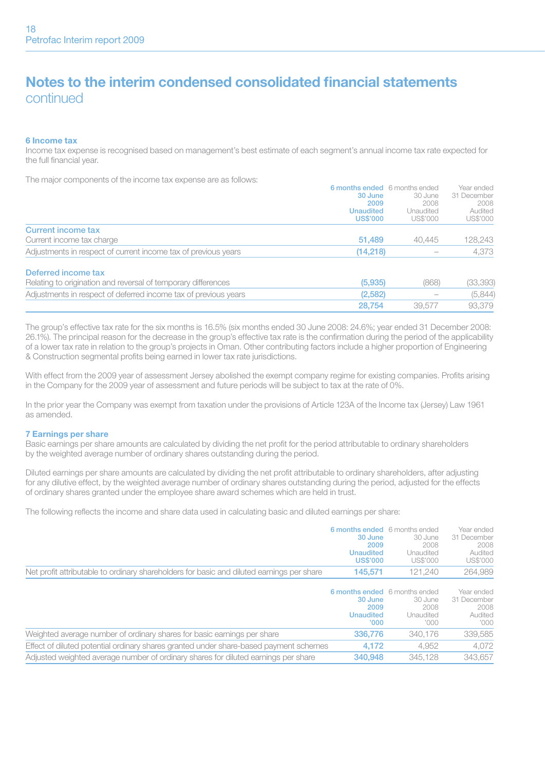# Notes to the interim condensed consolidated financial statements continued

### 6 Income tax

Income tax expense is recognised based on management's best estimate of each segment's annual income tax rate expected for the full financial year.

The major components of the income tax expense are as follows:

| | 6 months ended 30 June 2009 Unaudited US$'000 | 6 months ended 30 June 2008 Unaudited US$'000 | Year ended 31 December 2008 Audited US$'000 |
|---|---|---|---|
| **Current income tax** | | | |
| Current income tax charge | 51,489 | 40,445 | 128,243 |
| Adjustments in respect of current income tax of previous years | (14,218) | – | 4,373 |
| **Deferred income tax** | | | |
| Relating to origination and reversal of temporary differences | (5,935) | (868) | (33,393) |
| Adjustments in respect of deferred income tax of previous years | (2,582) | – | (5,844) |
| | 28,754 | 39,577 | 93,379 |

The group's effective tax rate for the six months is 16.5% (six months ended 30 June 2008: 24.6%; year ended 31 December 2008: 26.1%). The principal reason for the decrease in the group's effective tax rate is the confirmation during the period of the applicability of a lower tax rate in relation to the group's projects in Oman. Other contributing factors include a higher proportion of Engineering & Construction segmental profits being earned in lower tax rate jurisdictions.

With effect from the 2009 year of assessment Jersey abolished the exempt company regime for existing companies. Profits arising in the Company for the 2009 year of assessment and future periods will be subject to tax at the rate of 0%.

In the prior year the Company was exempt from taxation under the provisions of Article 123A of the Income tax (Jersey) Law 1961 as amended.

### 7 Earnings per share

Basic earnings per share amounts are calculated by dividing the net profit for the period attributable to ordinary shareholders by the weighted average number of ordinary shares outstanding during the period.

Diluted earnings per share amounts are calculated by dividing the net profit attributable to ordinary shareholders, after adjusting for any dilutive effect, by the weighted average number of ordinary shares outstanding during the period, adjusted for the effects of ordinary shares granted under the employee share award schemes which are held in trust.

The following reflects the income and share data used in calculating basic and diluted earnings per share:

| | 6 months ended 30 June 2009 Unaudited US$'000 | 6 months ended 30 June 2008 Unaudited US$'000 | Year ended 31 December 2008 Audited US$'000 |
|---|---|---|---|
| Net profit attributable to ordinary shareholders for basic and diluted earnings per share | 145,571 | 121,240 | 264,989 |

| | 6 months ended 30 June 2009 Unaudited '000 | 6 months ended 30 June 2008 Unaudited '000 | Year ended 31 December 2008 Audited '000 |
|---|---|---|---|
| Weighted average number of ordinary shares for basic earnings per share | 336,776 | 340,176 | 339,585 |
| Effect of diluted potential ordinary shares granted under share-based payment schemes | 4,172 | 4,952 | 4,072 |
| Adjusted weighted average number of ordinary shares for diluted earnings per share | 340,948 | 345,128 | 343,657 |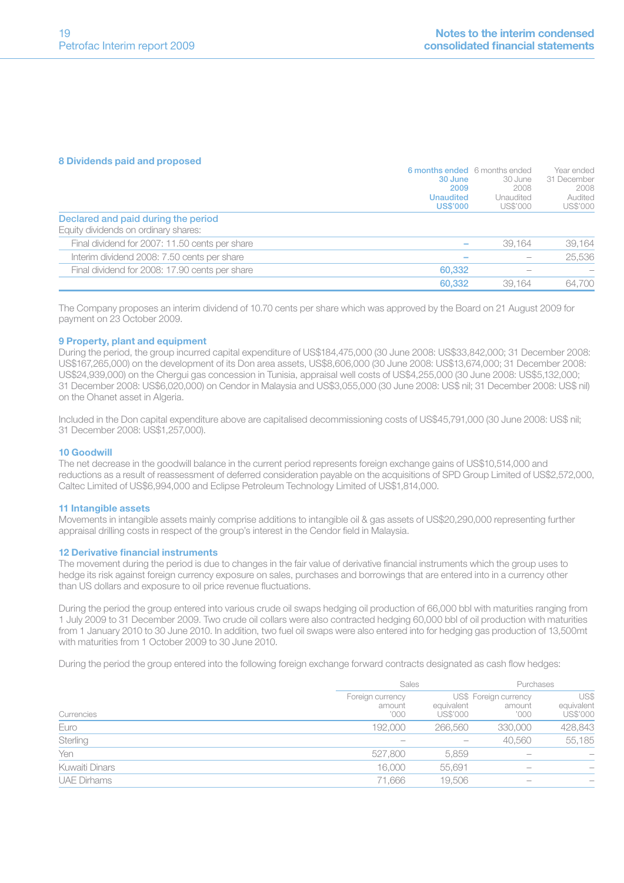## 8 Dividends paid and proposed

| | 6 months ended 30 June 2009 Unaudited US$'000 | 6 months ended 30 June 2008 Unaudited US$'000 | Year ended 31 December 2008 Audited US$'000 |
|---|---|---|---|
| **Declared and paid during the period** | | | |
| Equity dividends on ordinary shares: | | | |
| Final dividend for 2007: 11.50 cents per share | – | 39,164 | 39,164 |
| Interim dividend 2008: 7.50 cents per share | – | – | 25,536 |
| Final dividend for 2008: 17.90 cents per share | 60,332 | – | – |
| | 60,332 | 39,164 | 64,700 |

The Company proposes an interim dividend of 10.70 cents per share which was approved by the Board on 21 August 2009 for payment on 23 October 2009.

## 9 Property, plant and equipment

During the period, the group incurred capital expenditure of US$184,475,000 (30 June 2008: US$33,842,000; 31 December 2008: US$167,265,000) on the development of its Don area assets, US$8,606,000 (30 June 2008: US$13,674,000; 31 December 2008: US$24,939,000) on the Chergui gas concession in Tunisia, appraisal well costs of US$4,255,000 (30 June 2008: US$5,132,000; 31 December 2008: US$6,020,000) on Cendor in Malaysia and US$3,055,000 (30 June 2008: US$ nil; 31 December 2008: US$ nil) on the Ohanet asset in Algeria.

Included in the Don capital expenditure above are capitalised decommissioning costs of US$45,791,000 (30 June 2008: US$ nil; 31 December 2008: US$1,257,000).

## 10 Goodwill

The net decrease in the goodwill balance in the current period represents foreign exchange gains of US$10,514,000 and reductions as a result of reassessment of deferred consideration payable on the acquisitions of SPD Group Limited of US$2,572,000, Caltec Limited of US$6,994,000 and Eclipse Petroleum Technology Limited of US$1,814,000.

## 11 Intangible assets

Movements in intangible assets mainly comprise additions to intangible oil & gas assets of US$20,290,000 representing further appraisal drilling costs in respect of the group's interest in the Cendor field in Malaysia.

## 12 Derivative financial instruments

The movement during the period is due to changes in the fair value of derivative financial instruments which the group uses to hedge its risk against foreign currency exposure on sales, purchases and borrowings that are entered into in a currency other than US dollars and exposure to oil price revenue fluctuations.

During the period the group entered into various crude oil swaps hedging oil production of 66,000 bbl with maturities ranging from 1 July 2009 to 31 December 2009. Two crude oil collars were also contracted hedging 60,000 bbl of oil production with maturities from 1 January 2010 to 30 June 2010. In addition, two fuel oil swaps were also entered into for hedging gas production of 13,500mt with maturities from 1 October 2009 to 30 June 2010.

During the period the group entered into the following foreign exchange forward contracts designated as cash flow hedges:

| | Sales | | Purchases | |
|---|---|---|---|---|
| Currencies | Foreign currency amount '000 | US$ equivalent US$'000 | Foreign currency amount '000 | US$ equivalent US$'000 |
| Euro | 192,000 | 266,560 | 330,000 | 428,843 |
| Sterling | – | – | 40,560 | 55,185 |
| Yen | 527,800 | 5,859 | – | – |
| Kuwaiti Dinars | 16,000 | 55,691 | – | – |
| UAE Dirhams | 71,666 | 19,506 | – | – |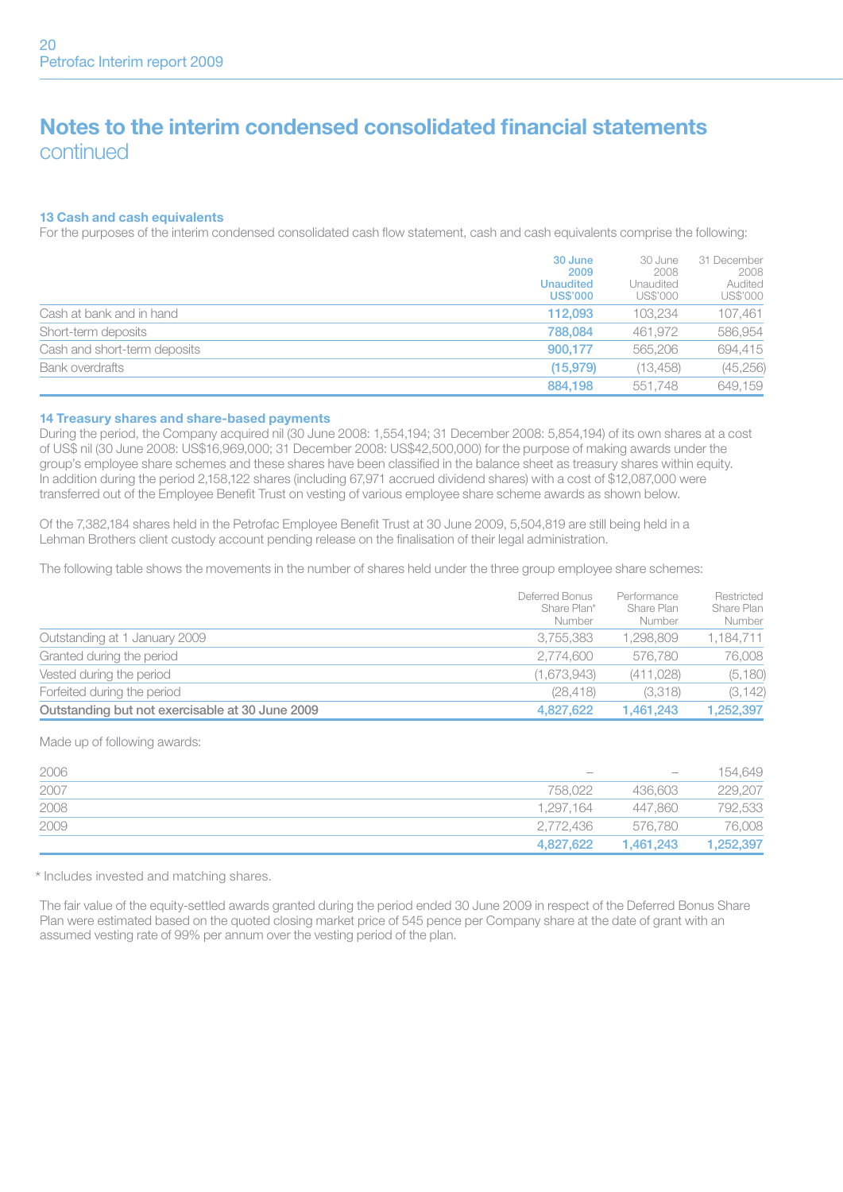# Notes to the interim condensed consolidated financial statements
continued

### 13 Cash and cash equivalents

For the purposes of the interim condensed consolidated cash flow statement, cash and cash equivalents comprise the following:

| | 30 June 2009 Unaudited US$'000 | 30 June 2008 Unaudited US$'000 | 31 December 2008 Audited US$'000 |
|---|---|---|---|
| Cash at bank and in hand | 112,093 | 103,234 | 107,461 |
| Short-term deposits | 788,084 | 461,972 | 586,954 |
| Cash and short-term deposits | 900,177 | 565,206 | 694,415 |
| Bank overdrafts | (15,979) | (13,458) | (45,256) |
| | 884,198 | 551,748 | 649,159 |

### 14 Treasury shares and share-based payments

During the period, the Company acquired nil (30 June 2008: 1,554,194; 31 December 2008: 5,854,194) of its own shares at a cost of US$ nil (30 June 2008: US$16,969,000; 31 December 2008: US$42,500,000) for the purpose of making awards under the group's employee share schemes and these shares have been classified in the balance sheet as treasury shares within equity. In addition during the period 2,158,122 shares (including 67,971 accrued dividend shares) with a cost of $12,087,000 were transferred out of the Employee Benefit Trust on vesting of various employee share scheme awards as shown below.

Of the 7,382,184 shares held in the Petrofac Employee Benefit Trust at 30 June 2009, 5,504,819 are still being held in a Lehman Brothers client custody account pending release on the finalisation of their legal administration.

The following table shows the movements in the number of shares held under the three group employee share schemes:

| | Deferred Bonus Share Plan* Number | Performance Share Plan Number | Restricted Share Plan Number |
|---|---|---|---|
| Outstanding at 1 January 2009 | 3,755,383 | 1,298,809 | 1,184,711 |
| Granted during the period | 2,774,600 | 576,780 | 76,008 |
| Vested during the period | (1,673,943) | (411,028) | (5,180) |
| Forfeited during the period | (28,418) | (3,318) | (3,142) |
| **Outstanding but not exercisable at 30 June 2009** | **4,827,622** | **1,461,243** | **1,252,397** |

Made up of following awards:

| | Deferred Bonus Share Plan* Number | Performance Share Plan Number | Restricted Share Plan Number |
|---|---|---|---|
| 2006 | – | – | 154,649 |
| 2007 | 758,022 | 436,603 | 229,207 |
| 2008 | 1,297,164 | 447,860 | 792,533 |
| 2009 | 2,772,436 | 576,780 | 76,008 |
| | **4,827,622** | **1,461,243** | **1,252,397** |

\* Includes invested and matching shares.

The fair value of the equity-settled awards granted during the period ended 30 June 2009 in respect of the Deferred Bonus Share Plan were estimated based on the quoted closing market price of 545 pence per Company share at the date of grant with an assumed vesting rate of 99% per annum over the vesting period of the plan.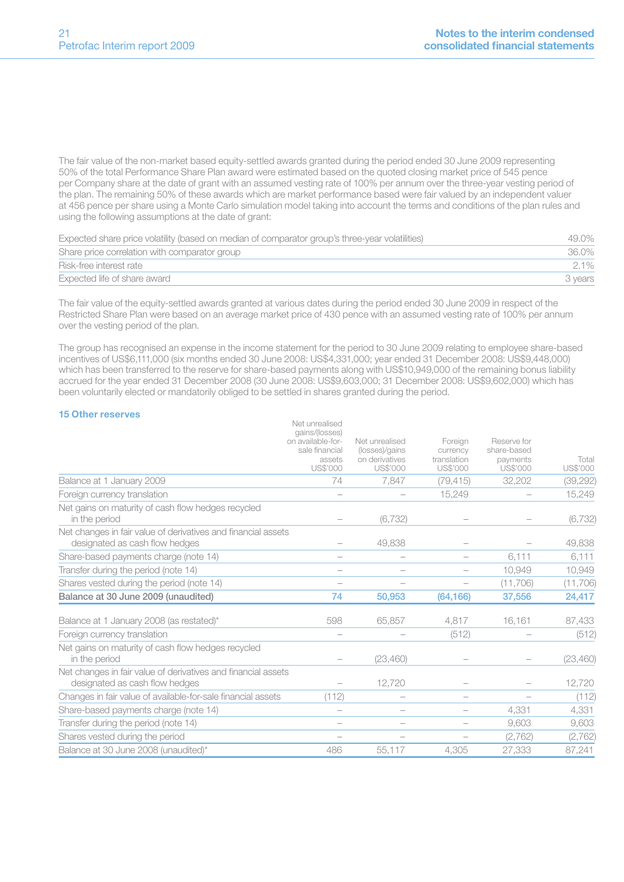The fair value of the non-market based equity-settled awards granted during the period ended 30 June 2009 representing 50% of the total Performance Share Plan award were estimated based on the quoted closing market price of 545 pence per Company share at the date of grant with an assumed vesting rate of 100% per annum over the three-year vesting period of the plan. The remaining 50% of these awards which are market performance based were fair valued by an independent valuer at 456 pence per share using a Monte Carlo simulation model taking into account the terms and conditions of the plan rules and using the following assumptions at the date of grant:

| | |
|---|---|
| Expected share price volatility (based on median of comparator group's three-year volatilities) | 49.0% |
| Share price correlation with comparator group | 36.0% |
| Risk-free interest rate | 2.1% |
| Expected life of share award | 3 years |

The fair value of the equity-settled awards granted at various dates during the period ended 30 June 2009 in respect of the Restricted Share Plan were based on an average market price of 430 pence with an assumed vesting rate of 100% per annum over the vesting period of the plan.

The group has recognised an expense in the income statement for the period to 30 June 2009 relating to employee share-based incentives of US$6,111,000 (six months ended 30 June 2008: US$4,331,000; year ended 31 December 2008: US$9,448,000) which has been transferred to the reserve for share-based payments along with US$10,949,000 of the remaining bonus liability accrued for the year ended 31 December 2008 (30 June 2008: US$9,603,000; 31 December 2008: US$9,602,000) which has been voluntarily elected or mandatorily obliged to be settled in shares granted during the period.

### 15 Other reserves

| | Net unrealised gains/(losses) on available-for-sale financial assets US$'000 | Net unrealised (losses)/gains on derivatives US$'000 | Foreign currency translation US$'000 | Reserve for share-based payments US$'000 | Total US$'000 |
|---|---|---|---|---|---|
| Balance at 1 January 2009 | 74 | 7,847 | (79,415) | 32,202 | (39,292) |
| Foreign currency translation | – | – | 15,249 | – | 15,249 |
| Net gains on maturity of cash flow hedges recycled in the period | – | (6,732) | – | – | (6,732) |
| Net changes in fair value of derivatives and financial assets designated as cash flow hedges | – | 49,838 | – | – | 49,838 |
| Share-based payments charge (note 14) | – | – | – | 6,111 | 6,111 |
| Transfer during the period (note 14) | – | – | – | 10,949 | 10,949 |
| Shares vested during the period (note 14) | – | – | – | (11,706) | (11,706) |
| **Balance at 30 June 2009 (unaudited)** | **74** | **50,953** | **(64,166)** | **37,556** | **24,417** |
| | | | | | |
| Balance at 1 January 2008 (as restated)* | 598 | 65,857 | 4,817 | 16,161 | 87,433 |
| Foreign currency translation | – | – | (512) | – | (512) |
| Net gains on maturity of cash flow hedges recycled in the period | – | (23,460) | – | – | (23,460) |
| Net changes in fair value of derivatives and financial assets designated as cash flow hedges | – | 12,720 | – | – | 12,720 |
| Changes in fair value of available-for-sale financial assets | (112) | – | – | – | (112) |
| Share-based payments charge (note 14) | – | – | – | 4,331 | 4,331 |
| Transfer during the period (note 14) | – | – | – | 9,603 | 9,603 |
| Shares vested during the period | – | – | – | (2,762) | (2,762) |
| Balance at 30 June 2008 (unaudited)* | 486 | 55,117 | 4,305 | 27,333 | 87,241 |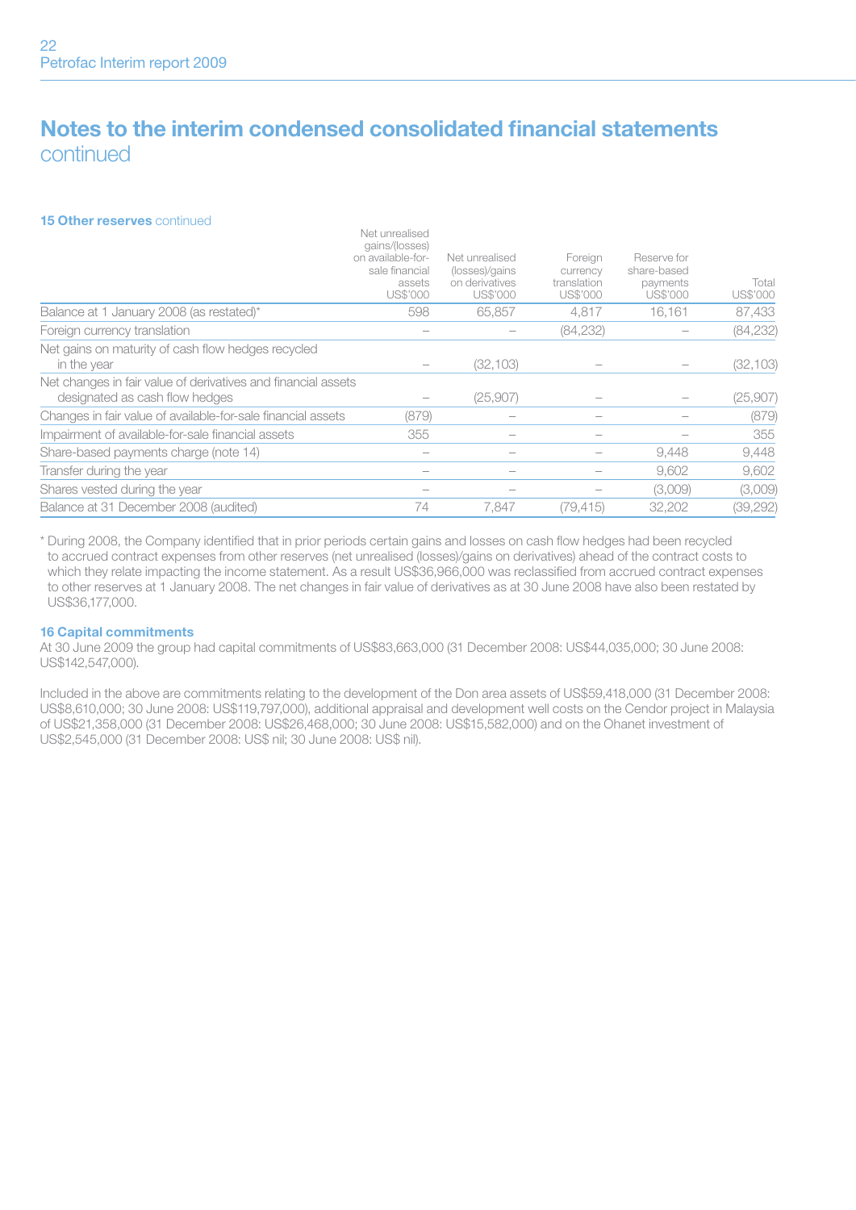# Notes to the interim condensed consolidated financial statements continued

**15 Other reserves** continued

| | Net unrealised gains/(losses) on available-for-sale financial assets US$'000 | Net unrealised (losses)/gains on derivatives US$'000 | Foreign currency translation US$'000 | Reserve for share-based payments US$'000 | Total US$'000 |
|---|---|---|---|---|---|
| Balance at 1 January 2008 (as restated)* | 598 | 65,857 | 4,817 | 16,161 | 87,433 |
| Foreign currency translation | – | – | (84,232) | – | (84,232) |
| Net gains on maturity of cash flow hedges recycled in the year | – | (32,103) | – | – | (32,103) |
| Net changes in fair value of derivatives and financial assets designated as cash flow hedges | – | (25,907) | – | – | (25,907) |
| Changes in fair value of available-for-sale financial assets | (879) | – | – | – | (879) |
| Impairment of available-for-sale financial assets | 355 | – | – | – | 355 |
| Share-based payments charge (note 14) | – | – | – | 9,448 | 9,448 |
| Transfer during the year | – | – | – | 9,602 | 9,602 |
| Shares vested during the year | – | – | – | (3,009) | (3,009) |
| Balance at 31 December 2008 (audited) | 74 | 7,847 | (79,415) | 32,202 | (39,292) |

* During 2008, the Company identified that in prior periods certain gains and losses on cash flow hedges had been recycled to accrued contract expenses from other reserves (net unrealised (losses)/gains on derivatives) ahead of the contract costs to which they relate impacting the income statement. As a result US$36,966,000 was reclassified from accrued contract expenses to other reserves at 1 January 2008. The net changes in fair value of derivatives as at 30 June 2008 have also been restated by US$36,177,000.

**16 Capital commitments**

At 30 June 2009 the group had capital commitments of US$83,663,000 (31 December 2008: US$44,035,000; 30 June 2008: US$142,547,000).

Included in the above are commitments relating to the development of the Don area assets of US$59,418,000 (31 December 2008: US$8,610,000; 30 June 2008: US$119,797,000), additional appraisal and development well costs on the Cendor project in Malaysia of US$21,358,000 (31 December 2008: US$26,468,000; 30 June 2008: US$15,582,000) and on the Ohanet investment of US$2,545,000 (31 December 2008: US$ nil; 30 June 2008: US$ nil).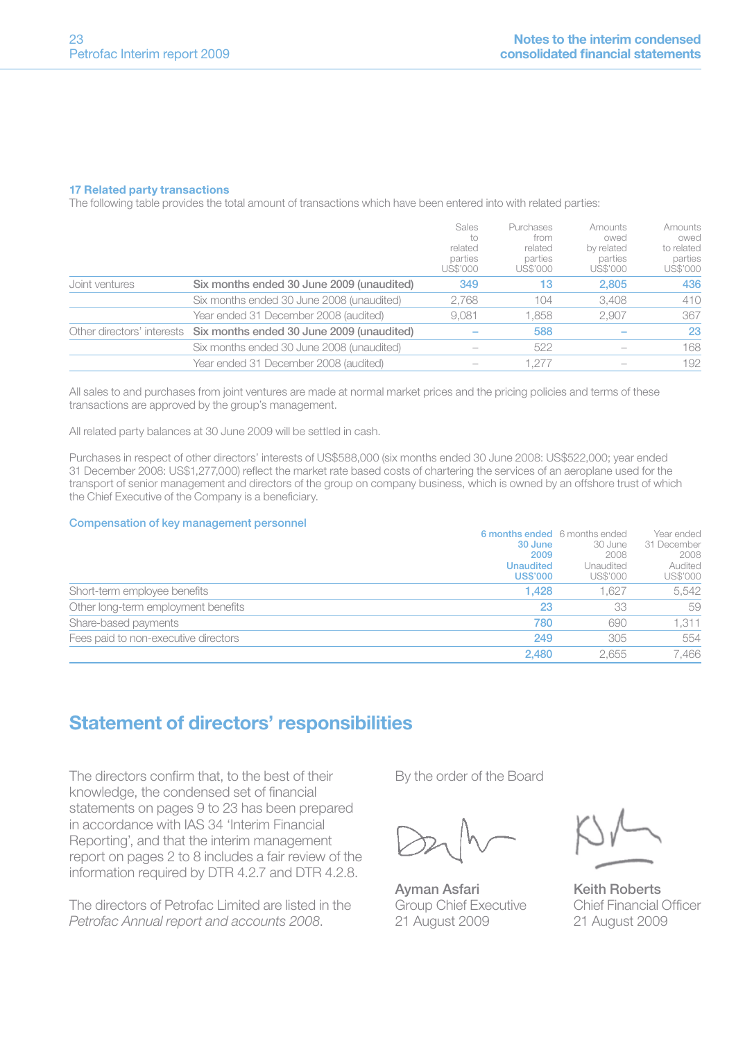### 17 Related party transactions

The following table provides the total amount of transactions which have been entered into with related parties:

| | | Sales to related parties US$'000 | Purchases from related parties US$'000 | Amounts owed by related parties US$'000 | Amounts owed to related parties US$'000 |
|---|---|---|---|---|---|
| Joint ventures | **Six months ended 30 June 2009 (unaudited)** | **349** | **13** | **2,805** | **436** |
| | Six months ended 30 June 2008 (unaudited) | 2,768 | 104 | 3,408 | 410 |
| | Year ended 31 December 2008 (audited) | 9,081 | 1,858 | 2,907 | 367 |
| Other directors' interests | **Six months ended 30 June 2009 (unaudited)** | **–** | **588** | **–** | **23** |
| | Six months ended 30 June 2008 (unaudited) | – | 522 | – | 168 |
| | Year ended 31 December 2008 (audited) | – | 1,277 | – | 192 |

All sales to and purchases from joint ventures are made at normal market prices and the pricing policies and terms of these transactions are approved by the group's management.

All related party balances at 30 June 2009 will be settled in cash.

Purchases in respect of other directors' interests of US$588,000 (six months ended 30 June 2008: US$522,000; year ended 31 December 2008: US$1,277,000) reflect the market rate based costs of chartering the services of an aeroplane used for the transport of senior management and directors of the group on company business, which is owned by an offshore trust of which the Chief Executive of the Company is a beneficiary.

#### Compensation of key management personnel

| | 6 months ended 30 June 2009 Unaudited US$'000 | 6 months ended 30 June 2008 Unaudited US$'000 | Year ended 31 December 2008 Audited US$'000 |
|---|---|---|---|
| Short-term employee benefits | **1,428** | 1,627 | 5,542 |
| Other long-term employment benefits | **23** | 33 | 59 |
| Share-based payments | **780** | 690 | 1,311 |
| Fees paid to non-executive directors | **249** | 305 | 554 |
| | **2,480** | 2,655 | 7,466 |

## Statement of directors' responsibilities

The directors confirm that, to the best of their knowledge, the condensed set of financial statements on pages 9 to 23 has been prepared in accordance with IAS 34 'Interim Financial Reporting', and that the interim management report on pages 2 to 8 includes a fair review of the information required by DTR 4.2.7 and DTR 4.2.8.

The directors of Petrofac Limited are listed in the *Petrofac Annual report and accounts 2008*.

By the order of the Board

**Ayman Asfari**
Group Chief Executive
21 August 2009

**Keith Roberts**
Chief Financial Officer
21 August 2009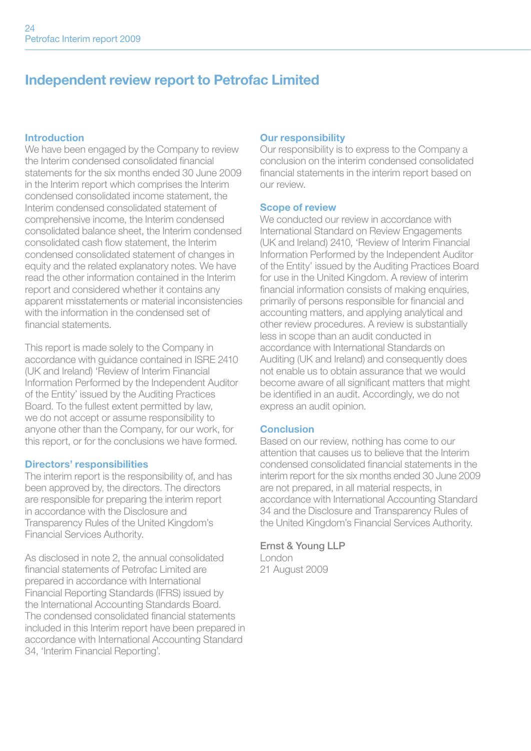# Independent review report to Petrofac Limited

## Introduction

We have been engaged by the Company to review the Interim condensed consolidated financial statements for the six months ended 30 June 2009 in the Interim report which comprises the Interim condensed consolidated income statement, the Interim condensed consolidated statement of comprehensive income, the Interim condensed consolidated balance sheet, the Interim condensed consolidated cash flow statement, the Interim condensed consolidated statement of changes in equity and the related explanatory notes. We have read the other information contained in the Interim report and considered whether it contains any apparent misstatements or material inconsistencies with the information in the condensed set of financial statements.

This report is made solely to the Company in accordance with guidance contained in ISRE 2410 (UK and Ireland) 'Review of Interim Financial Information Performed by the Independent Auditor of the Entity' issued by the Auditing Practices Board. To the fullest extent permitted by law, we do not accept or assume responsibility to anyone other than the Company, for our work, for this report, or for the conclusions we have formed.

## Directors' responsibilities

The interim report is the responsibility of, and has been approved by, the directors. The directors are responsible for preparing the interim report in accordance with the Disclosure and Transparency Rules of the United Kingdom's Financial Services Authority.

As disclosed in note 2, the annual consolidated financial statements of Petrofac Limited are prepared in accordance with International Financial Reporting Standards (IFRS) issued by the International Accounting Standards Board. The condensed consolidated financial statements included in this Interim report have been prepared in accordance with International Accounting Standard 34, 'Interim Financial Reporting'.

## Our responsibility

Our responsibility is to express to the Company a conclusion on the interim condensed consolidated financial statements in the interim report based on our review.

## Scope of review

We conducted our review in accordance with International Standard on Review Engagements (UK and Ireland) 2410, 'Review of Interim Financial Information Performed by the Independent Auditor of the Entity' issued by the Auditing Practices Board for use in the United Kingdom. A review of interim financial information consists of making enquiries, primarily of persons responsible for financial and accounting matters, and applying analytical and other review procedures. A review is substantially less in scope than an audit conducted in accordance with International Standards on Auditing (UK and Ireland) and consequently does not enable us to obtain assurance that we would become aware of all significant matters that might be identified in an audit. Accordingly, we do not express an audit opinion.

## Conclusion

Based on our review, nothing has come to our attention that causes us to believe that the Interim condensed consolidated financial statements in the interim report for the six months ended 30 June 2009 are not prepared, in all material respects, in accordance with International Accounting Standard 34 and the Disclosure and Transparency Rules of the United Kingdom's Financial Services Authority.

Ernst & Young LLP
London
21 August 2009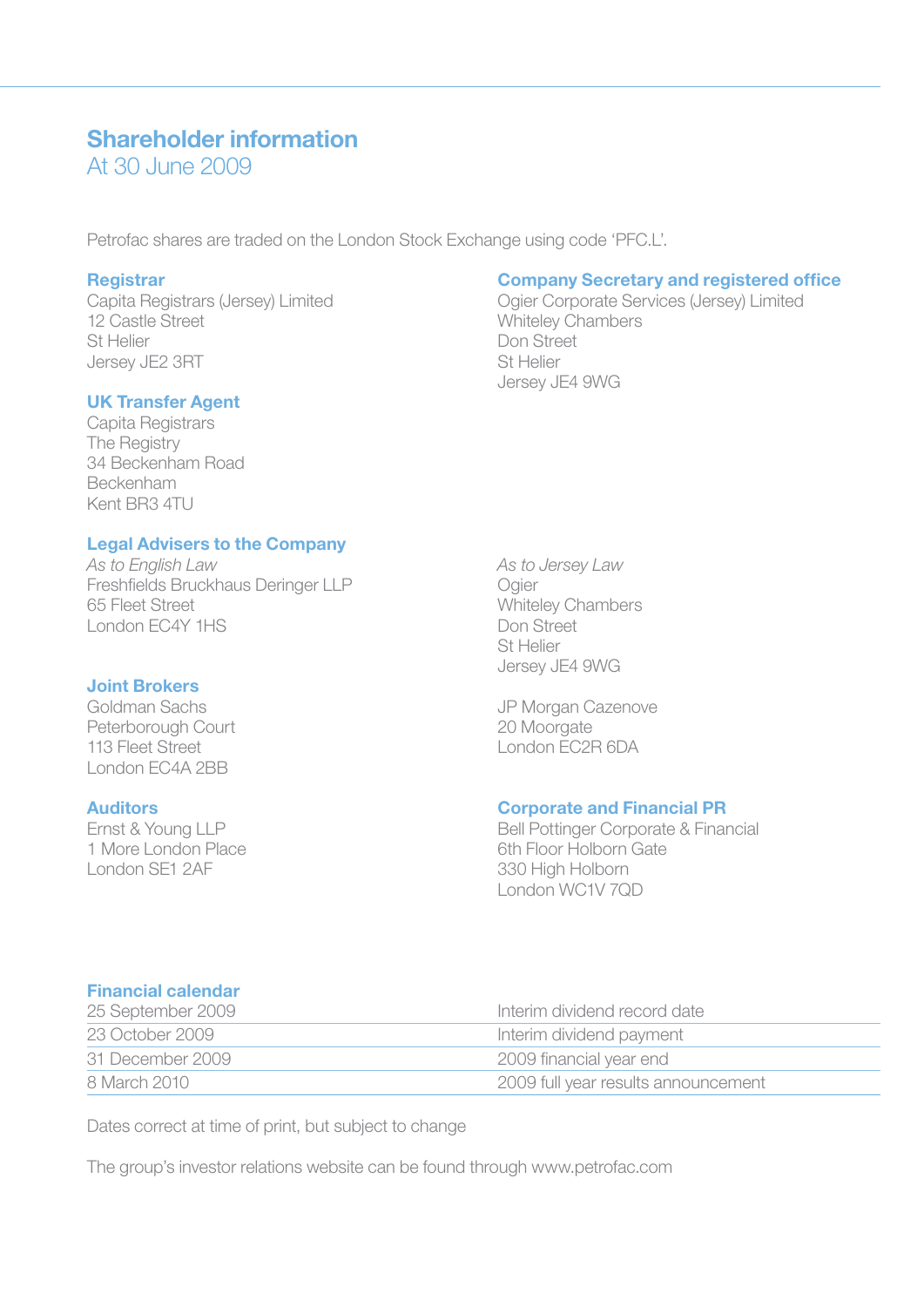# Shareholder information
## At 30 June 2009

Petrofac shares are traded on the London Stock Exchange using code 'PFC.L'.

### Registrar
Capita Registrars (Jersey) Limited
12 Castle Street
St Helier
Jersey JE2 3RT

### UK Transfer Agent
Capita Registrars
The Registry
34 Beckenham Road
Beckenham
Kent BR3 4TU

### Company Secretary and registered office
Ogier Corporate Services (Jersey) Limited
Whiteley Chambers
Don Street
St Helier
Jersey JE4 9WG

### Legal Advisers to the Company
*As to English Law*
Freshfields Bruckhaus Deringer LLP
65 Fleet Street
London EC4Y 1HS

*As to Jersey Law*
Ogier
Whiteley Chambers
Don Street
St Helier
Jersey JE4 9WG

### Joint Brokers
Goldman Sachs
Peterborough Court
113 Fleet Street
London EC4A 2BB

JP Morgan Cazenove
20 Moorgate
London EC2R 6DA

### Auditors
Ernst & Young LLP
1 More London Place
London SE1 2AF

### Corporate and Financial PR
Bell Pottinger Corporate & Financial
6th Floor Holborn Gate
330 High Holborn
London WC1V 7QD

### Financial calendar

| | |
|---|---|
| 25 September 2009 | Interim dividend record date |
| 23 October 2009 | Interim dividend payment |
| 31 December 2009 | 2009 financial year end |
| 8 March 2010 | 2009 full year results announcement |

Dates correct at time of print, but subject to change

The group's investor relations website can be found through www.petrofac.com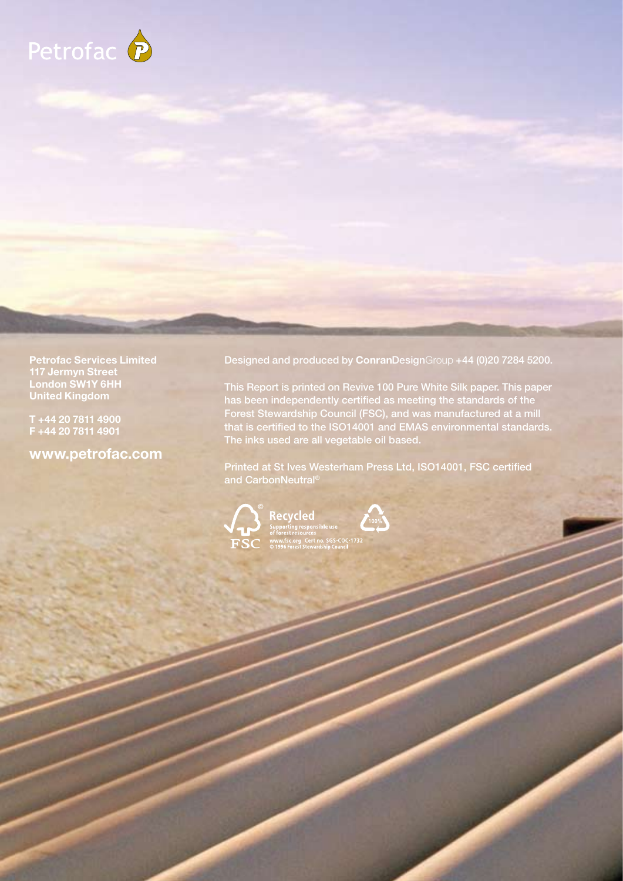Petrofac

**Petrofac Services Limited**
**117 Jermyn Street**
**London SW1Y 6HH**
**United Kingdom**

**T +44 20 7811 4900**
**F +44 20 7811 4901**

**www.petrofac.com**

Designed and produced by **Conran**DesignGroup +44 (0)20 7284 5200.

This Report is printed on Revive 100 Pure White Silk paper. This paper has been independently certified as meeting the standards of the Forest Stewardship Council (FSC), and was manufactured at a mill that is certified to the ISO14001 and EMAS environmental standards. The inks used are all vegetable oil based.

Printed at St Ives Westerham Press Ltd, ISO14001, FSC certified and CarbonNeutral®

FSC Recycled
Supporting responsible use of forest resources
www.fsc.org Cert no. SGS-COC-1732
© 1996 Forest Stewardship Council

100%